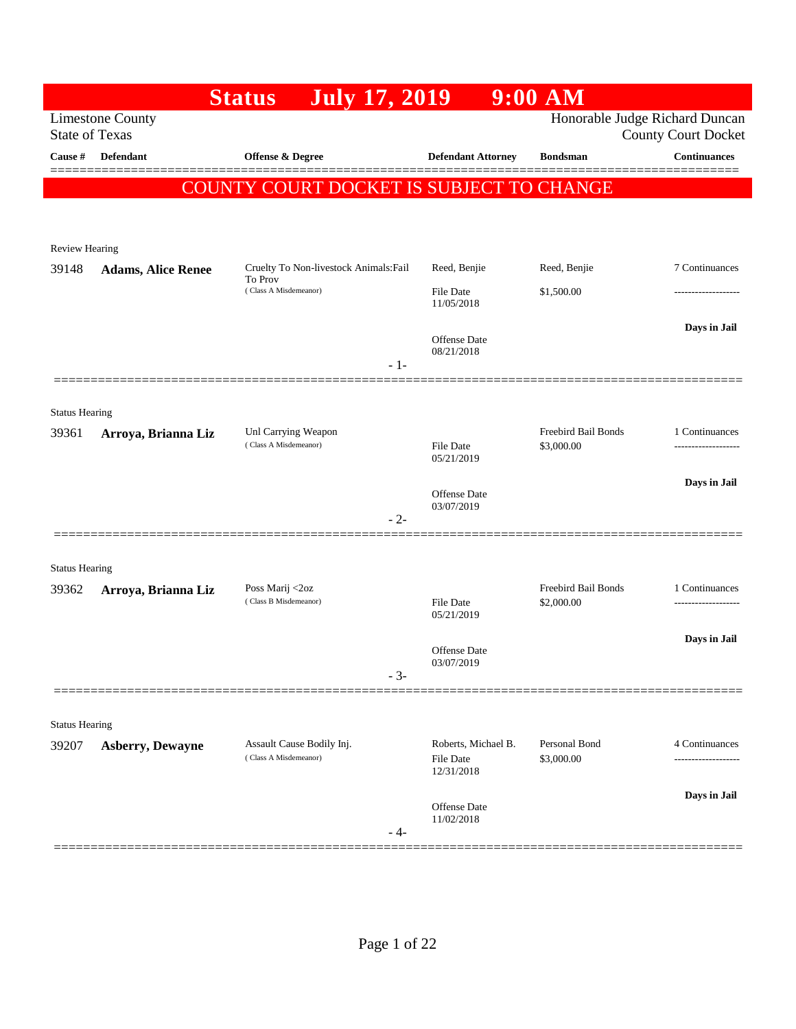# Status July 17, 2019 9:00 AM

Limestone County
State of Texas

Honorable Judge Richard Duncan
County Court Docket

| Cause # | Defendant | Offense & Degree | Defendant Attorney | Bondsman | Continuances |
|---|---|---|---|---|---|

**COUNTY COURT DOCKET IS SUBJECT TO CHANGE**

Review Hearing

| Cause # | Defendant | Offense & Degree | Defendant Attorney | Bondsman | Continuances |
|---|---|---|---|---|---|
| 39148 | **Adams, Alice Renee** | Cruelty To Non-livestock Animals:Fail To Prov (Class A Misdemeanor) | Reed, Benjie<br>File Date 11/05/2018<br>Offense Date 08/21/2018 | Reed, Benjie<br>$1,500.00 | 7 Continuances<br>Days in Jail |

- 1-

Status Hearing

| Cause # | Defendant | Offense & Degree | Defendant Attorney | Bondsman | Continuances |
|---|---|---|---|---|---|
| 39361 | **Arroya, Brianna Liz** | Unl Carrying Weapon (Class A Misdemeanor) | File Date 05/21/2019<br>Offense Date 03/07/2019 | Freebird Bail Bonds<br>$3,000.00 | 1 Continuances<br>Days in Jail |

- 2-

Status Hearing

| Cause # | Defendant | Offense & Degree | Defendant Attorney | Bondsman | Continuances |
|---|---|---|---|---|---|
| 39362 | **Arroya, Brianna Liz** | Poss Marij <2oz (Class B Misdemeanor) | File Date 05/21/2019<br>Offense Date 03/07/2019 | Freebird Bail Bonds<br>$2,000.00 | 1 Continuances<br>Days in Jail |

- 3-

Status Hearing

| Cause # | Defendant | Offense & Degree | Defendant Attorney | Bondsman | Continuances |
|---|---|---|---|---|---|
| 39207 | **Asberry, Dewayne** | Assault Cause Bodily Inj. (Class A Misdemeanor) | Roberts, Michael B.<br>File Date 12/31/2018<br>Offense Date 11/02/2018 | Personal Bond<br>$3,000.00 | 4 Continuances<br>Days in Jail |

- 4-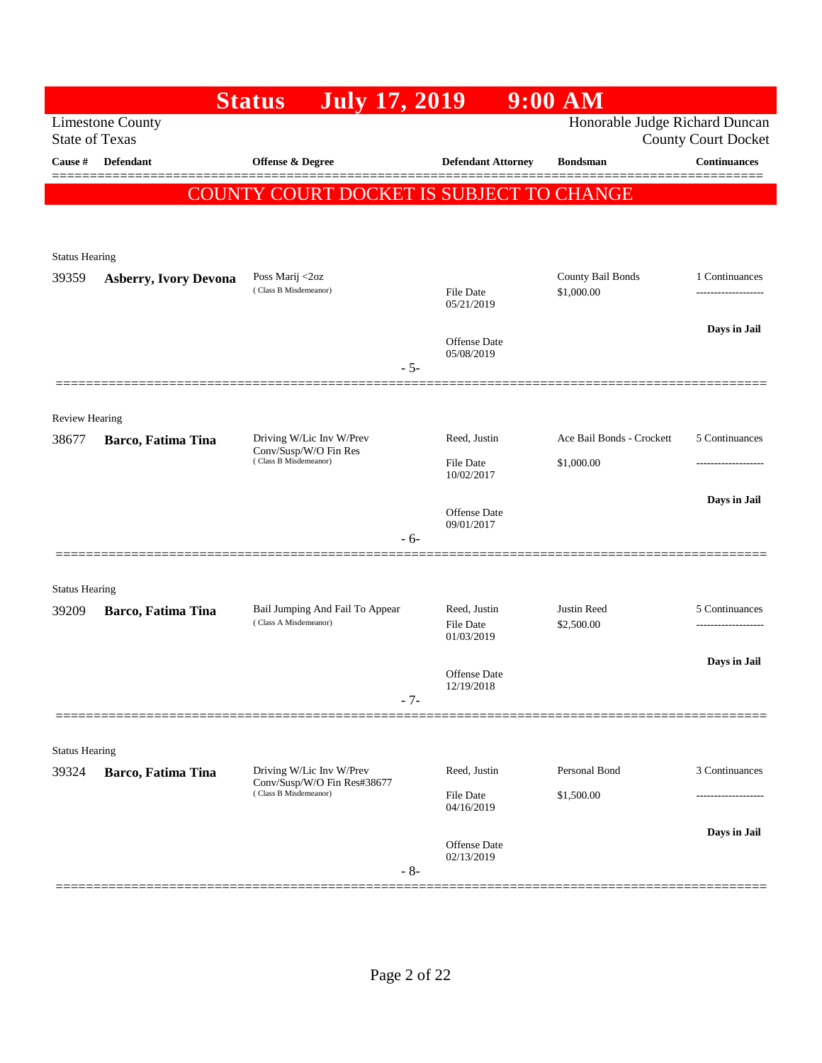# Status July 17, 2019 9:00 AM

Limestone County
State of Texas

Honorable Judge Richard Duncan
County Court Docket

| Cause # | Defendant | Offense & Degree | Defendant Attorney | Bondsman | Continuances |
|---|---|---|---|---|---|

**COUNTY COURT DOCKET IS SUBJECT TO CHANGE**

---

Status Hearing

| Cause # | Defendant | Offense & Degree | Defendant Attorney | Bondsman | Continuances |
|---|---|---|---|---|---|
| 39359 | **Asberry, Ivory Devona** | Poss Marij <2oz (Class B Misdemeanor) | File Date 05/21/2019; Offense Date 05/08/2019 | County Bail Bonds $1,000.00 | 1 Continuances; Days in Jail |

- 5-

---

Review Hearing

| Cause # | Defendant | Offense & Degree | Defendant Attorney | Bondsman | Continuances |
|---|---|---|---|---|---|
| 38677 | **Barco, Fatima Tina** | Driving W/Lic Inv W/Prev Conv/Susp/W/O Fin Res (Class B Misdemeanor) | Reed, Justin; File Date 10/02/2017; Offense Date 09/01/2017 | Ace Bail Bonds - Crockett $1,000.00 | 5 Continuances; Days in Jail |

- 6-

---

Status Hearing

| Cause # | Defendant | Offense & Degree | Defendant Attorney | Bondsman | Continuances |
|---|---|---|---|---|---|
| 39209 | **Barco, Fatima Tina** | Bail Jumping And Fail To Appear (Class A Misdemeanor) | Reed, Justin; File Date 01/03/2019; Offense Date 12/19/2018 | Justin Reed $2,500.00 | 5 Continuances; Days in Jail |

- 7-

---

Status Hearing

| Cause # | Defendant | Offense & Degree | Defendant Attorney | Bondsman | Continuances |
|---|---|---|---|---|---|
| 39324 | **Barco, Fatima Tina** | Driving W/Lic Inv W/Prev Conv/Susp/W/O Fin Res#38677 (Class B Misdemeanor) | Reed, Justin; File Date 04/16/2019; Offense Date 02/13/2019 | Personal Bond $1,500.00 | 3 Continuances; Days in Jail |

- 8-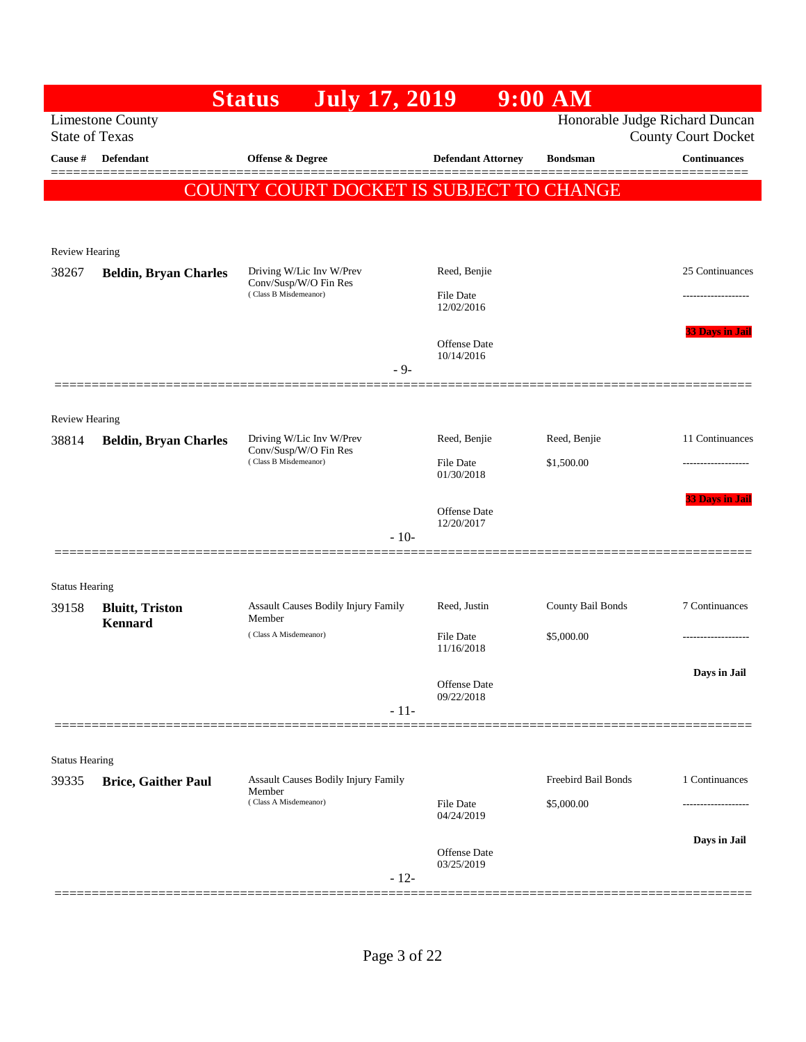# Status July 17, 2019 9:00 AM

Limestone County
State of Texas

Honorable Judge Richard Duncan
County Court Docket

| Cause # | Defendant | Offense & Degree | Defendant Attorney | Bondsman | Continuances |
|---|---|---|---|---|---|

**COUNTY COURT DOCKET IS SUBJECT TO CHANGE**

Review Hearing

| Cause # | Defendant | Offense & Degree | Defendant Attorney | Bondsman | Continuances |
|---|---|---|---|---|---|
| 38267 | **Beldin, Bryan Charles** | Driving W/Lic Inv W/Prev Conv/Susp/W/O Fin Res (Class B Misdemeanor) | Reed, Benjie<br>File Date 12/02/2016<br>Offense Date 10/14/2016 | | 25 Continuances<br>-------------------<br>33 Days in Jail |

- 9-

Review Hearing

| Cause # | Defendant | Offense & Degree | Defendant Attorney | Bondsman | Continuances |
|---|---|---|---|---|---|
| 38814 | **Beldin, Bryan Charles** | Driving W/Lic Inv W/Prev Conv/Susp/W/O Fin Res (Class B Misdemeanor) | Reed, Benjie<br>File Date 01/30/2018<br>Offense Date 12/20/2017 | Reed, Benjie<br>$1,500.00 | 11 Continuances<br>-------------------<br>33 Days in Jail |

- 10-

Status Hearing

| Cause # | Defendant | Offense & Degree | Defendant Attorney | Bondsman | Continuances |
|---|---|---|---|---|---|
| 39158 | **Bluitt, Triston Kennard** | Assault Causes Bodily Injury Family Member (Class A Misdemeanor) | Reed, Justin<br>File Date 11/16/2018<br>Offense Date 09/22/2018 | County Bail Bonds<br>$5,000.00 | 7 Continuances<br>-------------------<br>Days in Jail |

- 11-

Status Hearing

| Cause # | Defendant | Offense & Degree | Defendant Attorney | Bondsman | Continuances |
|---|---|---|---|---|---|
| 39335 | **Brice, Gaither Paul** | Assault Causes Bodily Injury Family Member (Class A Misdemeanor) | File Date 04/24/2019<br>Offense Date 03/25/2019 | Freebird Bail Bonds<br>$5,000.00 | 1 Continuances<br>-------------------<br>Days in Jail |

- 12-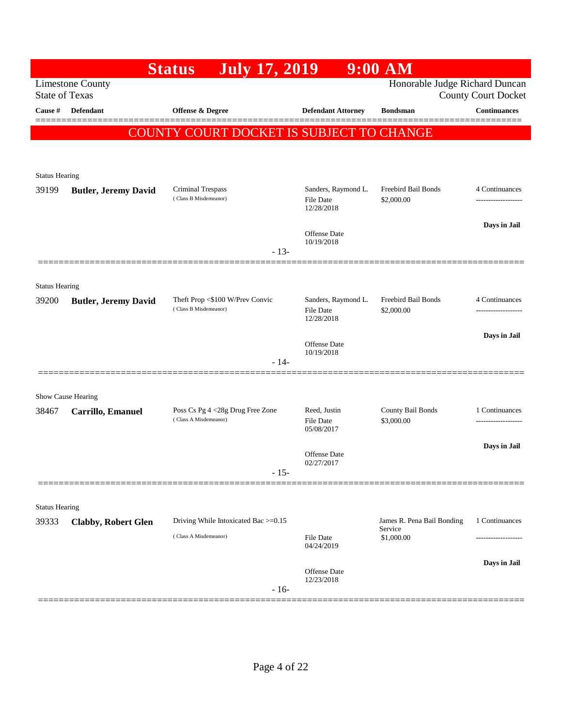# Status July 17, 2019 9:00 AM

Limestone County
State of Texas

Honorable Judge Richard Duncan
County Court Docket

COUNTY COURT DOCKET IS SUBJECT TO CHANGE

| Cause # | Defendant | Offense & Degree | Defendant Attorney | Bondsman | Continuances |
|---|---|---|---|---|---|
| Status Hearing | | | | | |
| 39199 | **Butler, Jeremy David** | Criminal Trespass (Class B Misdemeanor) | Sanders, Raymond L. File Date 12/28/2018 Offense Date 10/19/2018 | Freebird Bail Bonds $2,000.00 | 4 Continuances ------------------- **Days in Jail** |
| | | | - 13- | | |
| Status Hearing | | | | | |
| 39200 | **Butler, Jeremy David** | Theft Prop <$100 W/Prev Convic (Class B Misdemeanor) | Sanders, Raymond L. File Date 12/28/2018 Offense Date 10/19/2018 | Freebird Bail Bonds $2,000.00 | 4 Continuances ------------------- **Days in Jail** |
| | | | - 14- | | |
| Show Cause Hearing | | | | | |
| 38467 | **Carrillo, Emanuel** | Poss Cs Pg 4 <28g Drug Free Zone (Class A Misdemeanor) | Reed, Justin File Date 05/08/2017 Offense Date 02/27/2017 | County Bail Bonds $3,000.00 | 1 Continuances ------------------- **Days in Jail** |
| | | | - 15- | | |
| Status Hearing | | | | | |
| 39333 | **Clabby, Robert Glen** | Driving While Intoxicated Bac >=0.15 (Class A Misdemeanor) | File Date 04/24/2019 Offense Date 12/23/2018 | James R. Pena Bail Bonding Service $1,000.00 | 1 Continuances ------------------- **Days in Jail** |
| | | | - 16- | | |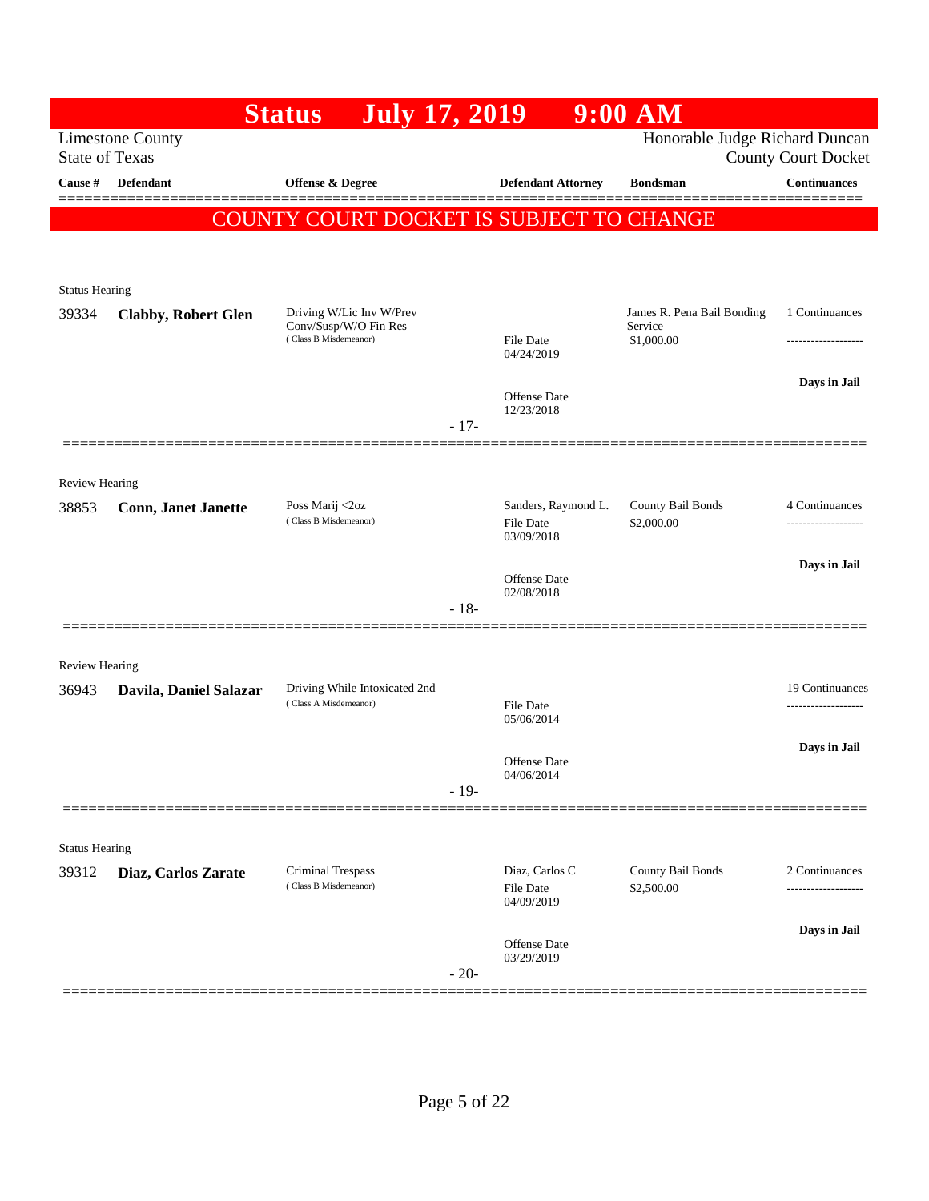# Status July 17, 2019 9:00 AM

Limestone County
State of Texas

Honorable Judge Richard Duncan
County Court Docket

| Cause # | Defendant | Offense & Degree | Defendant Attorney | Bondsman | Continuances |
|---|---|---|---|---|---|

**COUNTY COURT DOCKET IS SUBJECT TO CHANGE**

---

Status Hearing

| Cause # | Defendant | Offense & Degree | Defendant Attorney | Bondsman | Continuances |
|---|---|---|---|---|---|
| 39334 | **Clabby, Robert Glen** | Driving W/Lic Inv W/Prev Conv/Susp/W/O Fin Res (Class B Misdemeanor) | File Date 04/24/2019; Offense Date 12/23/2018 | James R. Pena Bail Bonding Service $1,000.00 | 1 Continuances; Days in Jail |

- 17-

---

Review Hearing

| Cause # | Defendant | Offense & Degree | Defendant Attorney | Bondsman | Continuances |
|---|---|---|---|---|---|
| 38853 | **Conn, Janet Janette** | Poss Marij <2oz (Class B Misdemeanor) | Sanders, Raymond L.; File Date 03/09/2018; Offense Date 02/08/2018 | County Bail Bonds $2,000.00 | 4 Continuances; Days in Jail |

- 18-

---

Review Hearing

| Cause # | Defendant | Offense & Degree | Defendant Attorney | Bondsman | Continuances |
|---|---|---|---|---|---|
| 36943 | **Davila, Daniel Salazar** | Driving While Intoxicated 2nd (Class A Misdemeanor) | File Date 05/06/2014; Offense Date 04/06/2014 | | 19 Continuances; Days in Jail |

- 19-

---

Status Hearing

| Cause # | Defendant | Offense & Degree | Defendant Attorney | Bondsman | Continuances |
|---|---|---|---|---|---|
| 39312 | **Diaz, Carlos Zarate** | Criminal Trespass (Class B Misdemeanor) | Diaz, Carlos C; File Date 04/09/2019; Offense Date 03/29/2019 | County Bail Bonds $2,500.00 | 2 Continuances; Days in Jail |

- 20-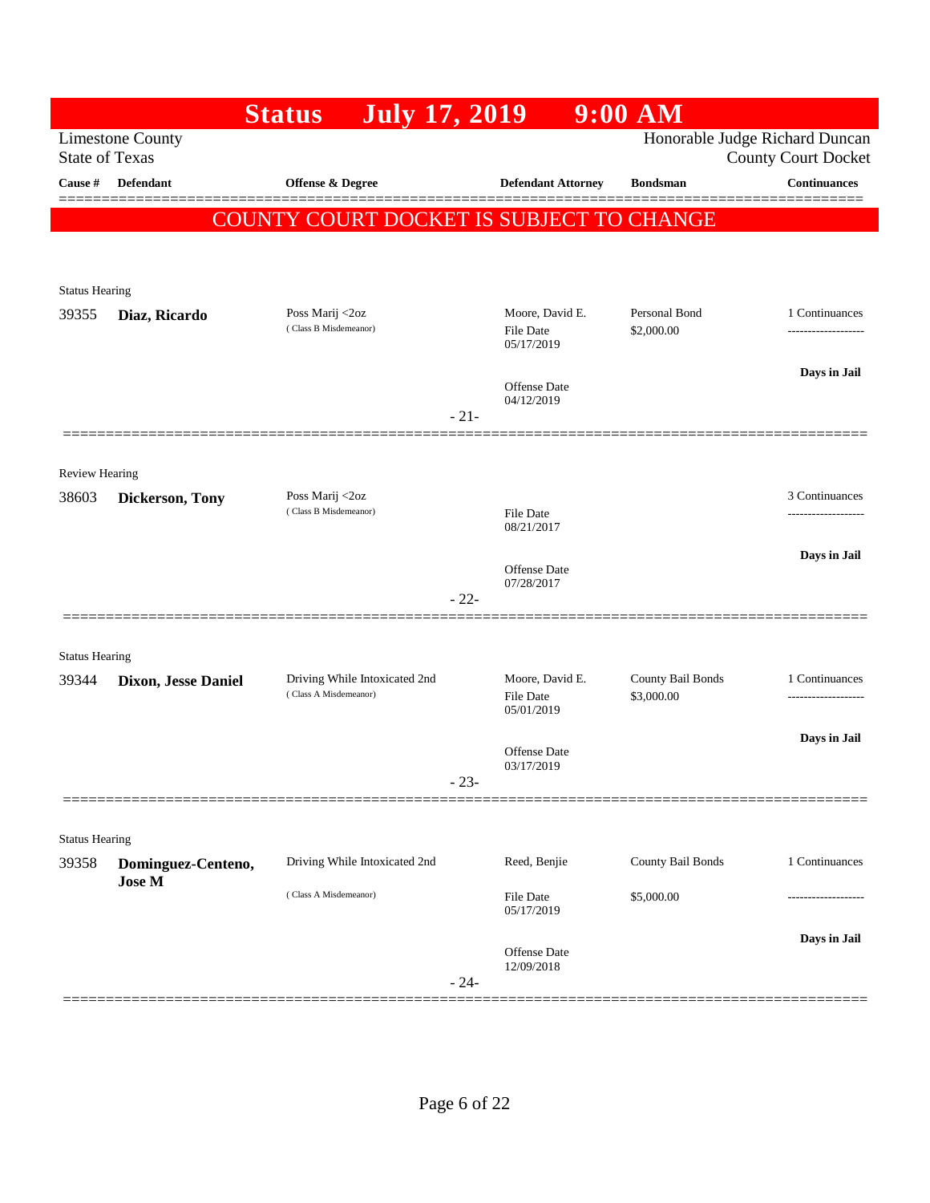# Status July 17, 2019 9:00 AM

Limestone County
State of Texas

Honorable Judge Richard Duncan
County Court Docket

| Cause # | Defendant | Offense & Degree | Defendant Attorney | Bondsman | Continuances |
|---|---|---|---|---|---|

**COUNTY COURT DOCKET IS SUBJECT TO CHANGE**

---

Status Hearing

| Cause # | Defendant | Offense & Degree | Defendant Attorney | Bondsman | Continuances |
|---|---|---|---|---|---|
| 39355 | **Diaz, Ricardo** | Poss Marij <2oz (Class B Misdemeanor) | Moore, David E. | Personal Bond | 1 Continuances |
| | | | File Date 05/17/2019 | $2,000.00 | ------------------- |
| | | | Offense Date 04/12/2019 | | **Days in Jail** |

- 21-

---

Review Hearing

| Cause # | Defendant | Offense & Degree | Defendant Attorney | Bondsman | Continuances |
|---|---|---|---|---|---|
| 38603 | **Dickerson, Tony** | Poss Marij <2oz (Class B Misdemeanor) | | | 3 Continuances |
| | | | File Date 08/21/2017 | | ------------------- |
| | | | Offense Date 07/28/2017 | | **Days in Jail** |

- 22-

---

Status Hearing

| Cause # | Defendant | Offense & Degree | Defendant Attorney | Bondsman | Continuances |
|---|---|---|---|---|---|
| 39344 | **Dixon, Jesse Daniel** | Driving While Intoxicated 2nd (Class A Misdemeanor) | Moore, David E. | County Bail Bonds | 1 Continuances |
| | | | File Date 05/01/2019 | $3,000.00 | ------------------- |
| | | | Offense Date 03/17/2019 | | **Days in Jail** |

- 23-

---

Status Hearing

| Cause # | Defendant | Offense & Degree | Defendant Attorney | Bondsman | Continuances |
|---|---|---|---|---|---|
| 39358 | **Dominguez-Centeno, Jose M** | Driving While Intoxicated 2nd (Class A Misdemeanor) | Reed, Benjie | County Bail Bonds | 1 Continuances |
| | | | File Date 05/17/2019 | $5,000.00 | ------------------- |
| | | | Offense Date 12/09/2018 | | **Days in Jail** |

- 24-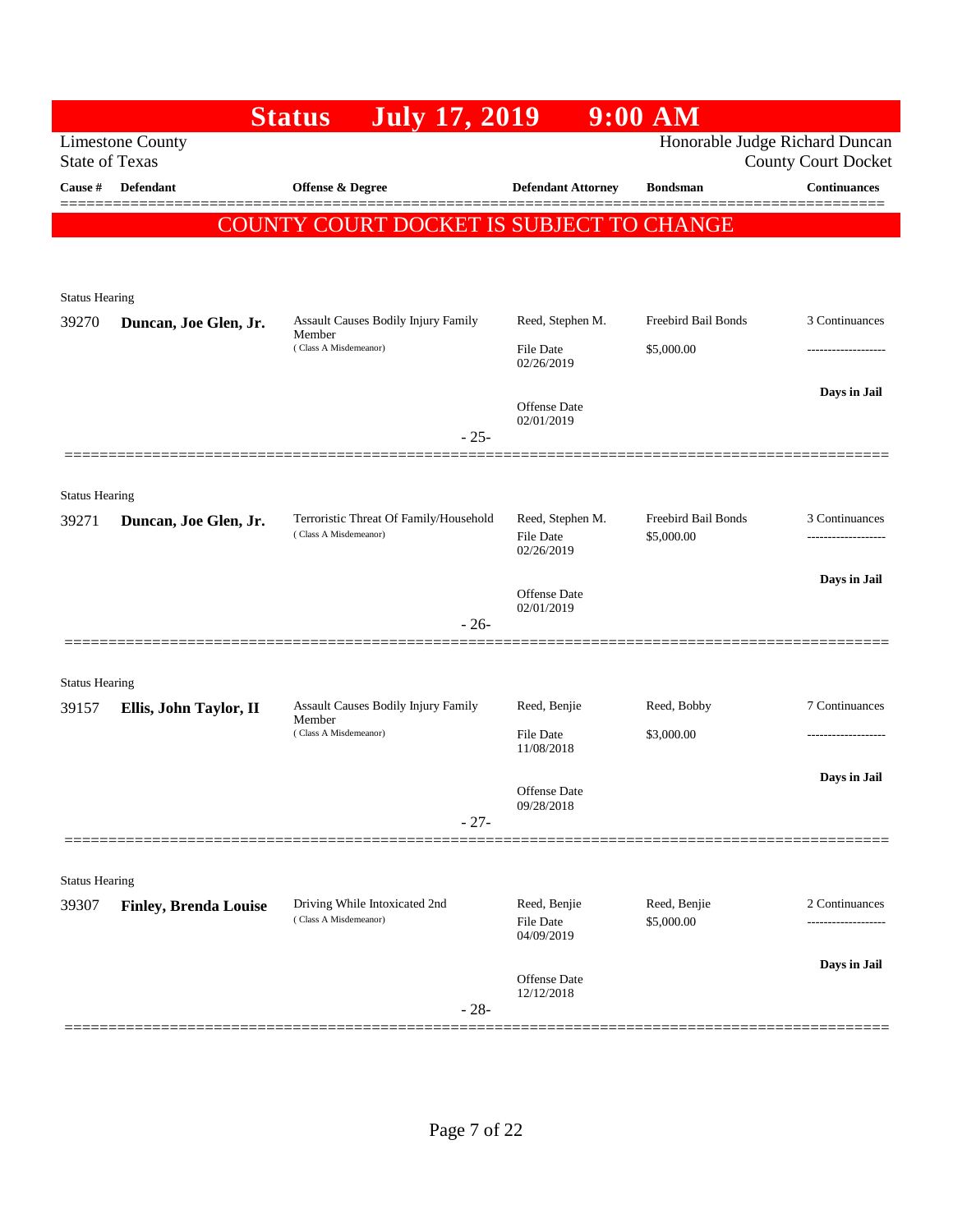# Status July 17, 2019 9:00 AM

Limestone County
State of Texas

Honorable Judge Richard Duncan
County Court Docket

**COUNTY COURT DOCKET IS SUBJECT TO CHANGE**

| Cause # | Defendant | Offense & Degree | Defendant Attorney | Bondsman | Continuances |
|---|---|---|---|---|---|
| Status Hearing | | | | | |
| 39270 | **Duncan, Joe Glen, Jr.** | Assault Causes Bodily Injury Family Member (Class A Misdemeanor) | Reed, Stephen M. File Date 02/26/2019 Offense Date 02/01/2019 | Freebird Bail Bonds $5,000.00 | 3 Continuances **Days in Jail** |
| | | - 25- | | | |
| Status Hearing | | | | | |
| 39271 | **Duncan, Joe Glen, Jr.** | Terroristic Threat Of Family/Household (Class A Misdemeanor) | Reed, Stephen M. File Date 02/26/2019 Offense Date 02/01/2019 | Freebird Bail Bonds $5,000.00 | 3 Continuances **Days in Jail** |
| | | - 26- | | | |
| Status Hearing | | | | | |
| 39157 | **Ellis, John Taylor, II** | Assault Causes Bodily Injury Family Member (Class A Misdemeanor) | Reed, Benjie File Date 11/08/2018 Offense Date 09/28/2018 | Reed, Bobby $3,000.00 | 7 Continuances **Days in Jail** |
| | | - 27- | | | |
| Status Hearing | | | | | |
| 39307 | **Finley, Brenda Louise** | Driving While Intoxicated 2nd (Class A Misdemeanor) | Reed, Benjie File Date 04/09/2019 Offense Date 12/12/2018 | Reed, Benjie $5,000.00 | 2 Continuances **Days in Jail** |
| | | - 28- | | | |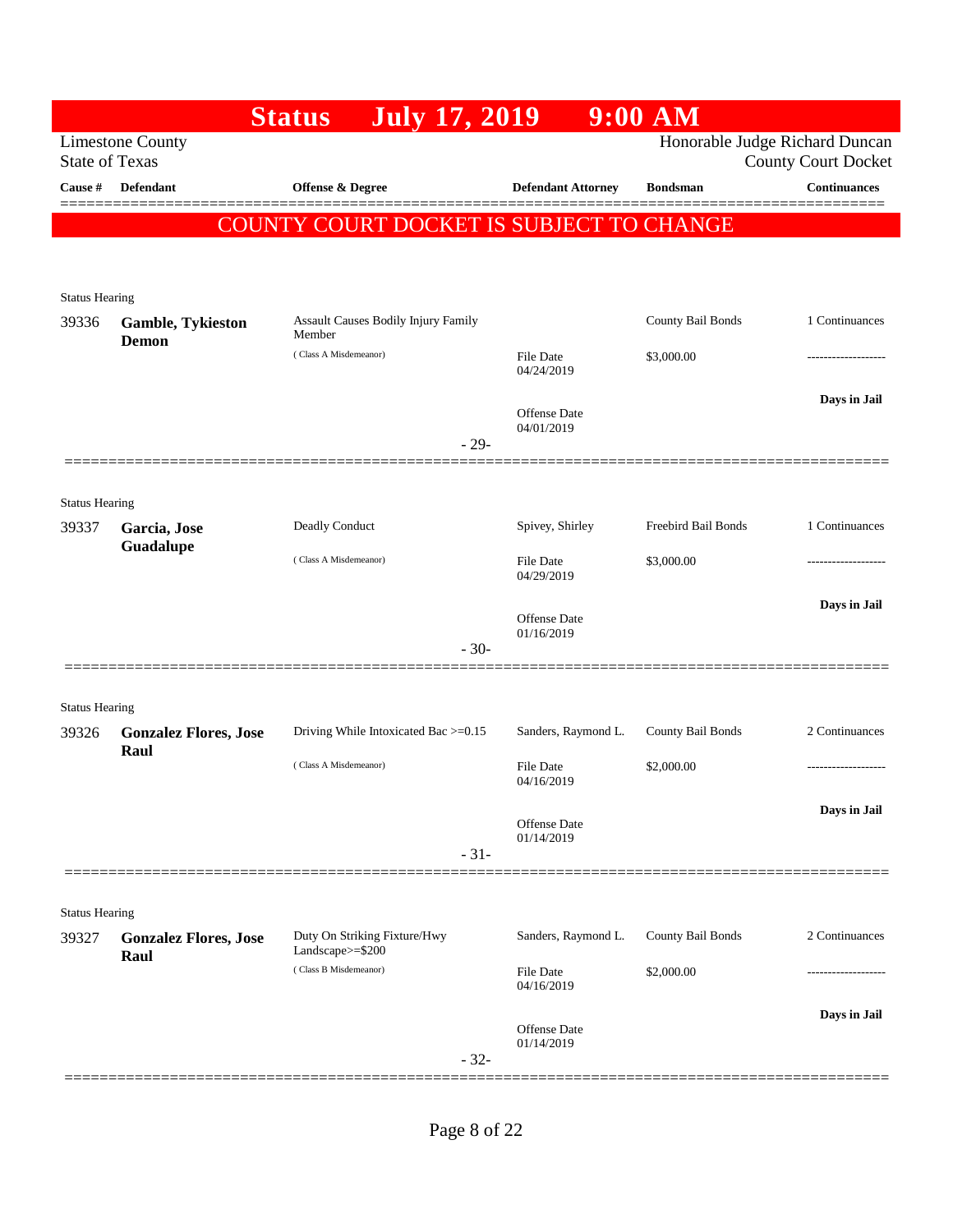# Status July 17, 2019 9:00 AM

Limestone County
State of Texas

Honorable Judge Richard Duncan
County Court Docket

**COUNTY COURT DOCKET IS SUBJECT TO CHANGE**

| Cause # | Defendant | Offense & Degree | Defendant Attorney | Bondsman | Continuances |
|---|---|---|---|---|---|
| Status Hearing | | | | | |
| 39336 | **Gamble, Tykieston Demon** | Assault Causes Bodily Injury Family Member (Class A Misdemeanor) | File Date 04/24/2019 Offense Date 04/01/2019 | County Bail Bonds $3,000.00 | 1 Continuances ------------------- **Days in Jail** |
| | | - 29- | | | |
| Status Hearing | | | | | |
| 39337 | **Garcia, Jose Guadalupe** | Deadly Conduct (Class A Misdemeanor) | Spivey, Shirley File Date 04/29/2019 Offense Date 01/16/2019 | Freebird Bail Bonds $3,000.00 | 1 Continuances ------------------- **Days in Jail** |
| | | - 30- | | | |
| Status Hearing | | | | | |
| 39326 | **Gonzalez Flores, Jose Raul** | Driving While Intoxicated Bac >=0.15 (Class A Misdemeanor) | Sanders, Raymond L. File Date 04/16/2019 Offense Date 01/14/2019 | County Bail Bonds $2,000.00 | 2 Continuances ------------------- **Days in Jail** |
| | | - 31- | | | |
| Status Hearing | | | | | |
| 39327 | **Gonzalez Flores, Jose Raul** | Duty On Striking Fixture/Hwy Landscape>=$200 (Class B Misdemeanor) | Sanders, Raymond L. File Date 04/16/2019 Offense Date 01/14/2019 | County Bail Bonds $2,000.00 | 2 Continuances ------------------- **Days in Jail** |
| | | - 32- | | | |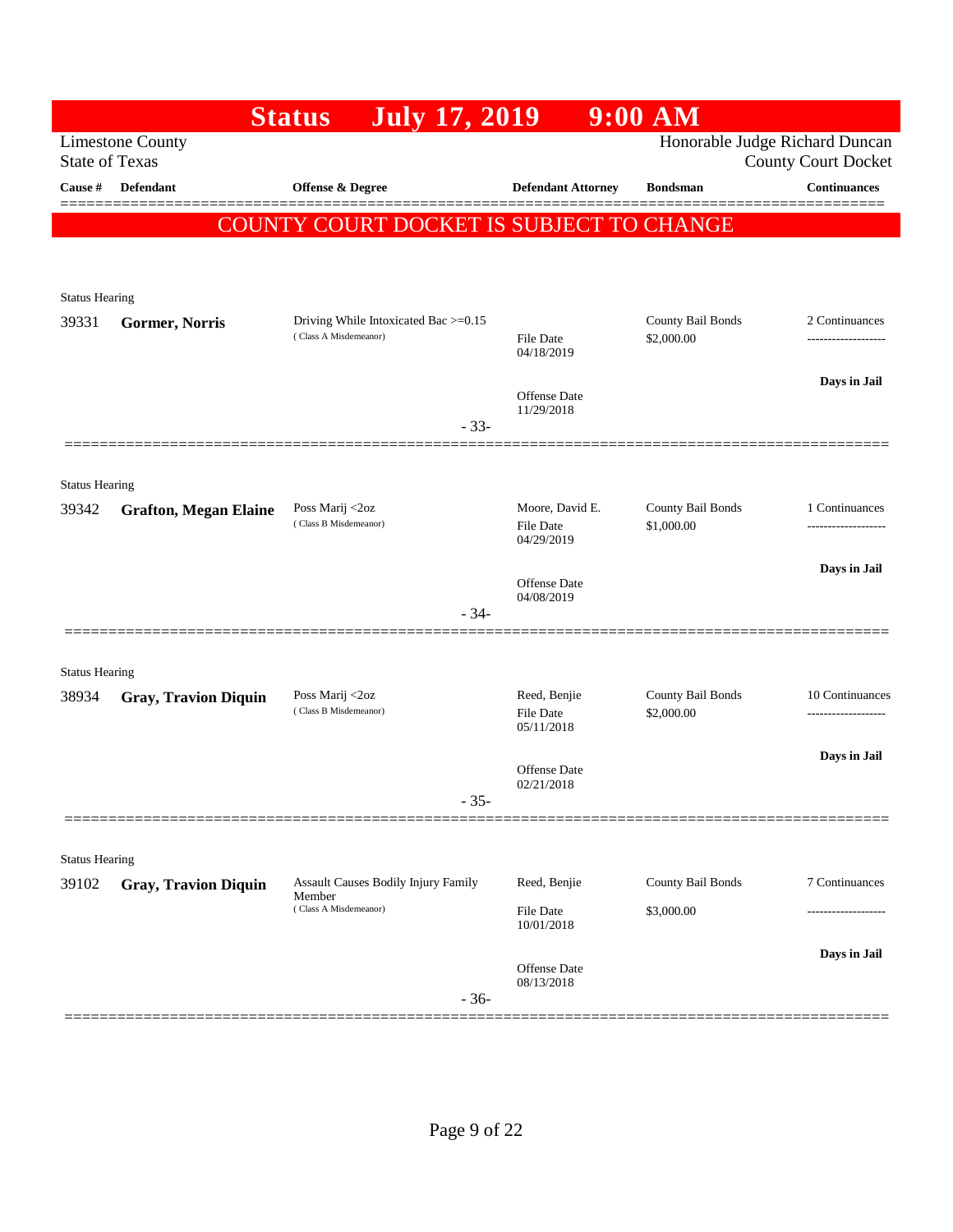# Status July 17, 2019 9:00 AM

Limestone County
State of Texas

Honorable Judge Richard Duncan
County Court Docket

**COUNTY COURT DOCKET IS SUBJECT TO CHANGE**

| Cause # | Defendant | Offense & Degree | Defendant Attorney | Bondsman | Continuances |
|---|---|---|---|---|---|
| Status Hearing | | | | | |
| 39331 | **Gormer, Norris** | Driving While Intoxicated Bac >=0.15 (Class A Misdemeanor) | File Date 04/18/2019<br>Offense Date 11/29/2018 | County Bail Bonds $2,000.00 | 2 Continuances<br>**Days in Jail** |
| | | | - 33- | | |
| Status Hearing | | | | | |
| 39342 | **Grafton, Megan Elaine** | Poss Marij <2oz (Class B Misdemeanor) | Moore, David E.<br>File Date 04/29/2019<br>Offense Date 04/08/2019 | County Bail Bonds $1,000.00 | 1 Continuances<br>**Days in Jail** |
| | | | - 34- | | |
| Status Hearing | | | | | |
| 38934 | **Gray, Travion Diquin** | Poss Marij <2oz (Class B Misdemeanor) | Reed, Benjie<br>File Date 05/11/2018<br>Offense Date 02/21/2018 | County Bail Bonds $2,000.00 | 10 Continuances<br>**Days in Jail** |
| | | | - 35- | | |
| Status Hearing | | | | | |
| 39102 | **Gray, Travion Diquin** | Assault Causes Bodily Injury Family Member (Class A Misdemeanor) | Reed, Benjie<br>File Date 10/01/2018<br>Offense Date 08/13/2018 | County Bail Bonds $3,000.00 | 7 Continuances<br>**Days in Jail** |
| | | | - 36- | | |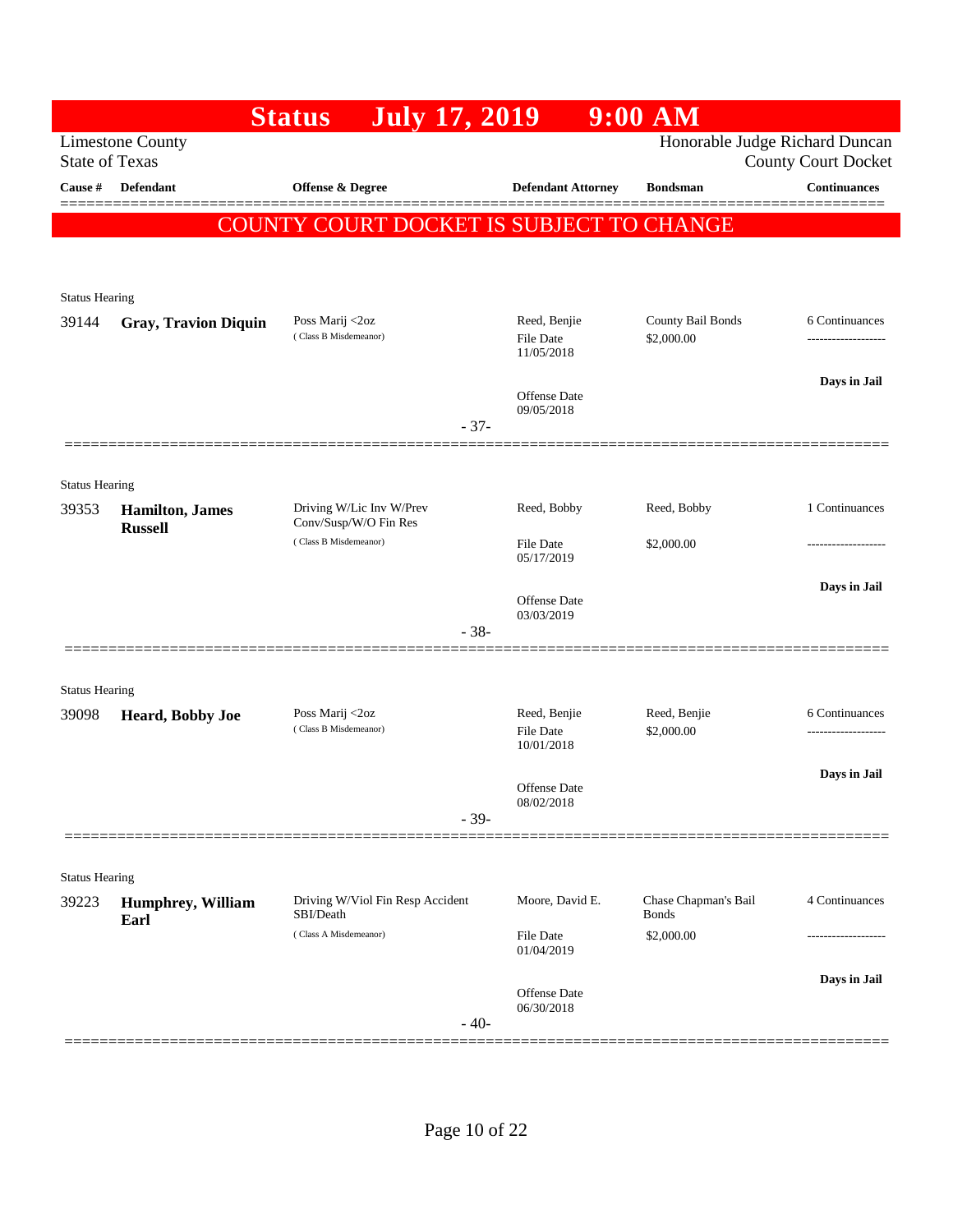# Status July 17, 2019 9:00 AM

Limestone County
State of Texas

Honorable Judge Richard Duncan
County Court Docket

| Cause # | Defendant | Offense & Degree | Defendant Attorney | Bondsman | Continuances |
|---|---|---|---|---|---|

**COUNTY COURT DOCKET IS SUBJECT TO CHANGE**

Status Hearing

| Cause # | Defendant | Offense & Degree | Defendant Attorney | Bondsman | Continuances |
|---|---|---|---|---|---|
| 39144 | **Gray, Travion Diquin** | Poss Marij <2oz (Class B Misdemeanor) | Reed, Benjie<br>File Date 11/05/2018<br>Offense Date 09/05/2018 | County Bail Bonds<br>$2,000.00 | 6 Continuances<br>-------------------<br>**Days in Jail** |

- 37-

Status Hearing

| Cause # | Defendant | Offense & Degree | Defendant Attorney | Bondsman | Continuances |
|---|---|---|---|---|---|
| 39353 | **Hamilton, James Russell** | Driving W/Lic Inv W/Prev Conv/Susp/W/O Fin Res (Class B Misdemeanor) | Reed, Bobby<br>File Date 05/17/2019<br>Offense Date 03/03/2019 | Reed, Bobby<br>$2,000.00 | 1 Continuances<br>-------------------<br>**Days in Jail** |

- 38-

Status Hearing

| Cause # | Defendant | Offense & Degree | Defendant Attorney | Bondsman | Continuances |
|---|---|---|---|---|---|
| 39098 | **Heard, Bobby Joe** | Poss Marij <2oz (Class B Misdemeanor) | Reed, Benjie<br>File Date 10/01/2018<br>Offense Date 08/02/2018 | Reed, Benjie<br>$2,000.00 | 6 Continuances<br>-------------------<br>**Days in Jail** |

- 39-

Status Hearing

| Cause # | Defendant | Offense & Degree | Defendant Attorney | Bondsman | Continuances |
|---|---|---|---|---|---|
| 39223 | **Humphrey, William Earl** | Driving W/Viol Fin Resp Accident SBI/Death (Class A Misdemeanor) | Moore, David E.<br>File Date 01/04/2019<br>Offense Date 06/30/2018 | Chase Chapman's Bail Bonds<br>$2,000.00 | 4 Continuances<br>-------------------<br>**Days in Jail** |

- 40-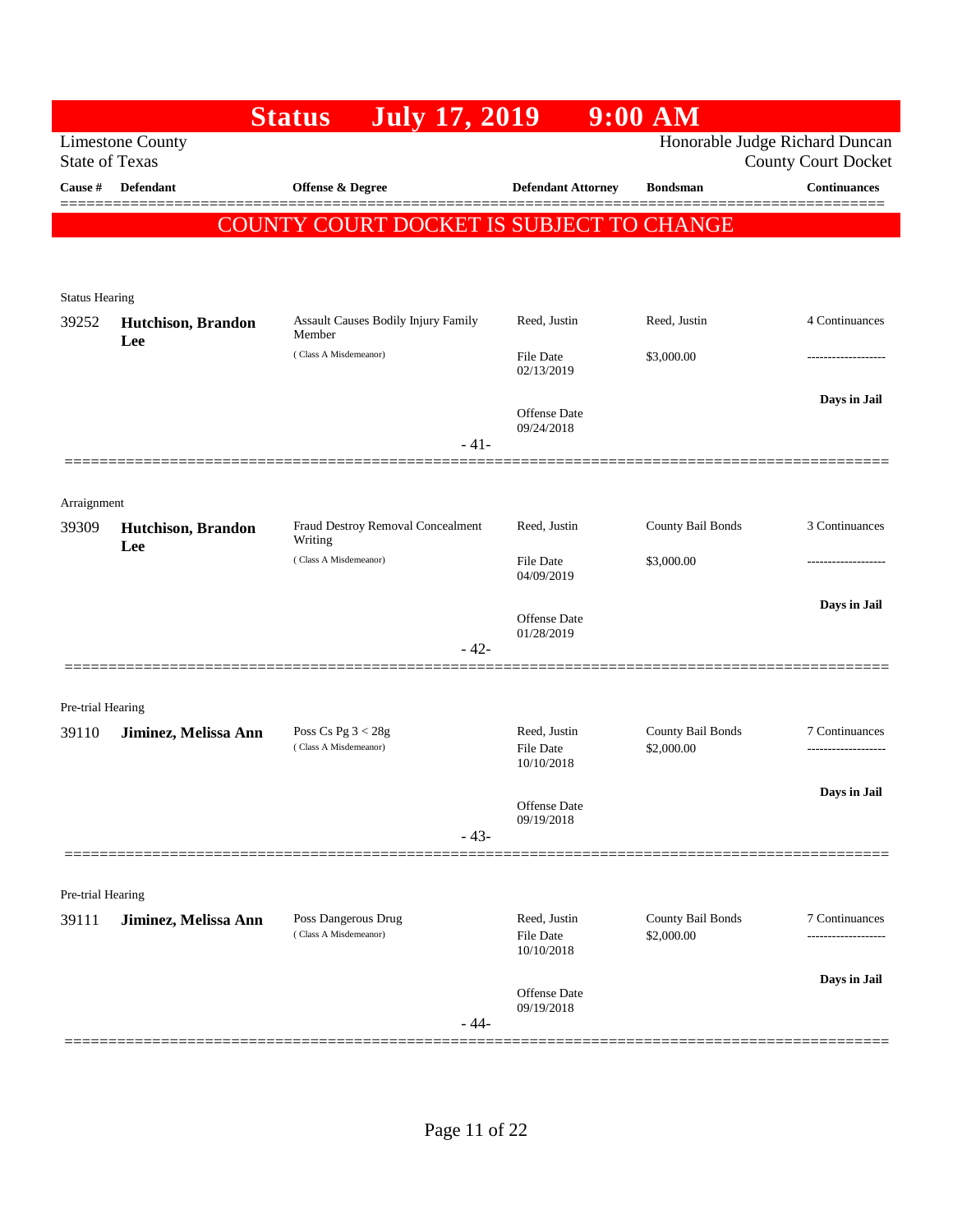# Status July 17, 2019 9:00 AM

Limestone County
State of Texas

Honorable Judge Richard Duncan
County Court Docket

| Cause # | Defendant | Offense & Degree | Defendant Attorney | Bondsman | Continuances |
|---|---|---|---|---|---|

**COUNTY COURT DOCKET IS SUBJECT TO CHANGE**

Status Hearing

| Cause # | Defendant | Offense & Degree | Defendant Attorney | Bondsman | Continuances |
|---|---|---|---|---|---|
| 39252 | **Hutchison, Brandon Lee** | Assault Causes Bodily Injury Family Member (Class A Misdemeanor) | Reed, Justin<br>File Date 02/13/2019<br>Offense Date 09/24/2018 | Reed, Justin<br>$3,000.00 | 4 Continuances<br>-------------------<br>**Days in Jail** |

- 41-

Arraignment

| Cause # | Defendant | Offense & Degree | Defendant Attorney | Bondsman | Continuances |
|---|---|---|---|---|---|
| 39309 | **Hutchison, Brandon Lee** | Fraud Destroy Removal Concealment Writing (Class A Misdemeanor) | Reed, Justin<br>File Date 04/09/2019<br>Offense Date 01/28/2019 | County Bail Bonds<br>$3,000.00 | 3 Continuances<br>-------------------<br>**Days in Jail** |

- 42-

Pre-trial Hearing

| Cause # | Defendant | Offense & Degree | Defendant Attorney | Bondsman | Continuances |
|---|---|---|---|---|---|
| 39110 | **Jiminez, Melissa Ann** | Poss Cs Pg 3 < 28g (Class A Misdemeanor) | Reed, Justin<br>File Date 10/10/2018<br>Offense Date 09/19/2018 | County Bail Bonds<br>$2,000.00 | 7 Continuances<br>-------------------<br>**Days in Jail** |

- 43-

Pre-trial Hearing

| Cause # | Defendant | Offense & Degree | Defendant Attorney | Bondsman | Continuances |
|---|---|---|---|---|---|
| 39111 | **Jiminez, Melissa Ann** | Poss Dangerous Drug (Class A Misdemeanor) | Reed, Justin<br>File Date 10/10/2018<br>Offense Date 09/19/2018 | County Bail Bonds<br>$2,000.00 | 7 Continuances<br>-------------------<br>**Days in Jail** |

- 44-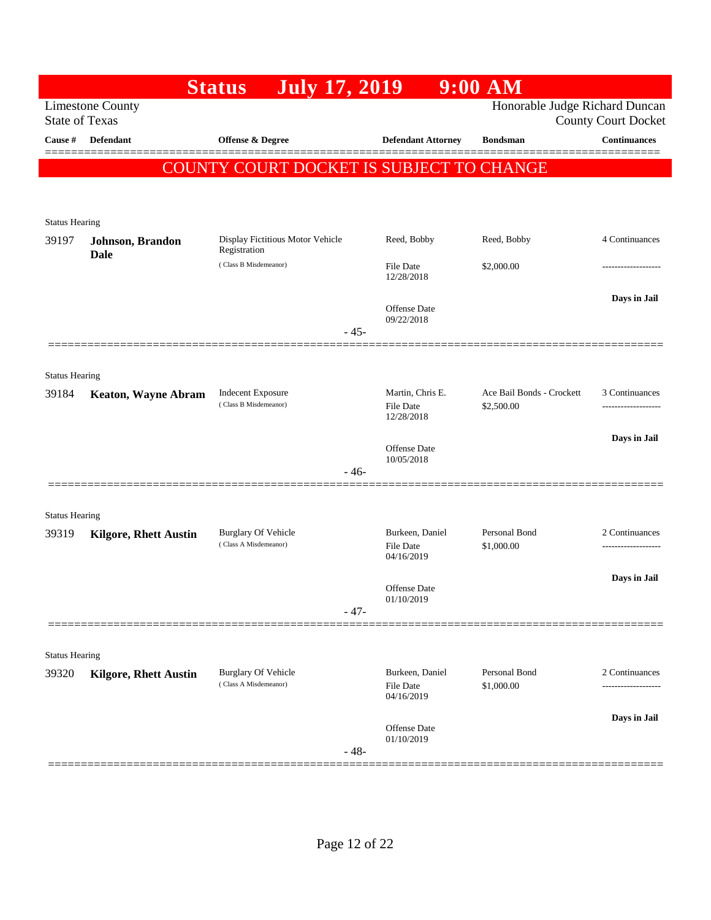# Status July 17, 2019 9:00 AM

Limestone County
State of Texas

Honorable Judge Richard Duncan
County Court Docket

| Cause # | Defendant | Offense & Degree | Defendant Attorney | Bondsman | Continuances |
|---|---|---|---|---|---|

**COUNTY COURT DOCKET IS SUBJECT TO CHANGE**

---

Status Hearing

| Cause # | Defendant | Offense & Degree | Defendant Attorney | Bondsman | Continuances |
|---|---|---|---|---|---|
| 39197 | **Johnson, Brandon Dale** | Display Fictitious Motor Vehicle Registration (Class B Misdemeanor) | Reed, Bobby | Reed, Bobby | 4 Continuances |
| | | | File Date 12/28/2018 | $2,000.00 | ------------------- |
| | | | Offense Date 09/22/2018 | | **Days in Jail** |

- 45-

---

Status Hearing

| Cause # | Defendant | Offense & Degree | Defendant Attorney | Bondsman | Continuances |
|---|---|---|---|---|---|
| 39184 | **Keaton, Wayne Abram** | Indecent Exposure (Class B Misdemeanor) | Martin, Chris E. | Ace Bail Bonds - Crockett | 3 Continuances |
| | | | File Date 12/28/2018 | $2,500.00 | ------------------- |
| | | | Offense Date 10/05/2018 | | **Days in Jail** |

- 46-

---

Status Hearing

| Cause # | Defendant | Offense & Degree | Defendant Attorney | Bondsman | Continuances |
|---|---|---|---|---|---|
| 39319 | **Kilgore, Rhett Austin** | Burglary Of Vehicle (Class A Misdemeanor) | Burkeen, Daniel | Personal Bond | 2 Continuances |
| | | | File Date 04/16/2019 | $1,000.00 | ------------------- |
| | | | Offense Date 01/10/2019 | | **Days in Jail** |

- 47-

---

Status Hearing

| Cause # | Defendant | Offense & Degree | Defendant Attorney | Bondsman | Continuances |
|---|---|---|---|---|---|
| 39320 | **Kilgore, Rhett Austin** | Burglary Of Vehicle (Class A Misdemeanor) | Burkeen, Daniel | Personal Bond | 2 Continuances |
| | | | File Date 04/16/2019 | $1,000.00 | ------------------- |
| | | | Offense Date 01/10/2019 | | **Days in Jail** |

- 48-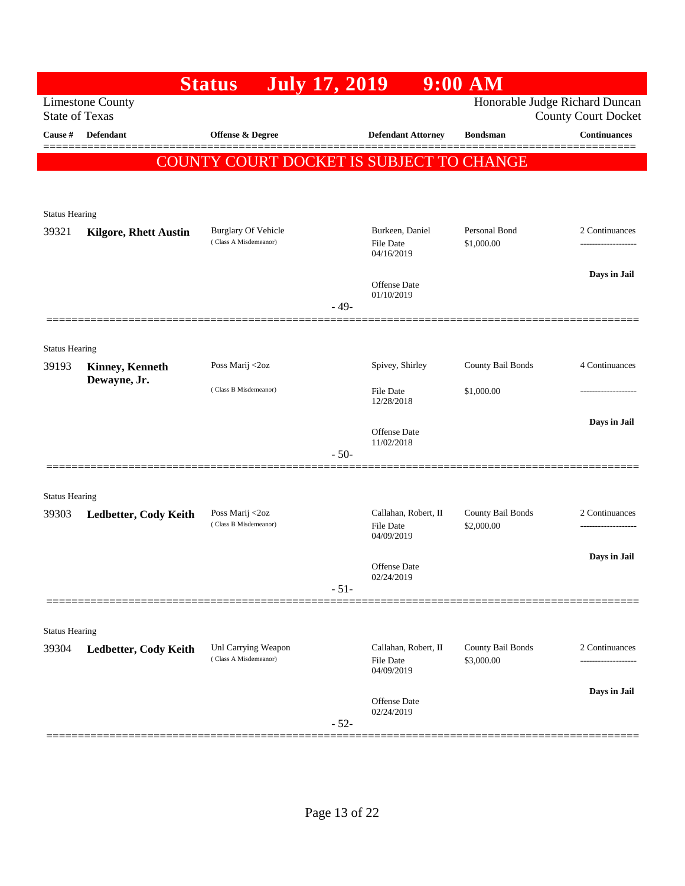# Status July 17, 2019 9:00 AM

Limestone County
State of Texas

Honorable Judge Richard Duncan
County Court Docket

**COUNTY COURT DOCKET IS SUBJECT TO CHANGE**

| Cause # | Defendant | Offense & Degree | Defendant Attorney | Bondsman | Continuances |
|---|---|---|---|---|---|
| Status Hearing | | | | | |
| 39321 | **Kilgore, Rhett Austin** | Burglary Of Vehicle (Class A Misdemeanor) | Burkeen, Daniel<br>File Date 04/16/2019<br>Offense Date 01/10/2019 | Personal Bond<br>$1,000.00 | 2 Continuances<br>**Days in Jail** |
| | | | - 49- | | |
| Status Hearing | | | | | |
| 39193 | **Kinney, Kenneth Dewayne, Jr.** | Poss Marij <2oz (Class B Misdemeanor) | Spivey, Shirley<br>File Date 12/28/2018<br>Offense Date 11/02/2018 | County Bail Bonds<br>$1,000.00 | 4 Continuances<br>**Days in Jail** |
| | | | - 50- | | |
| Status Hearing | | | | | |
| 39303 | **Ledbetter, Cody Keith** | Poss Marij <2oz (Class B Misdemeanor) | Callahan, Robert, II<br>File Date 04/09/2019<br>Offense Date 02/24/2019 | County Bail Bonds<br>$2,000.00 | 2 Continuances<br>**Days in Jail** |
| | | | - 51- | | |
| Status Hearing | | | | | |
| 39304 | **Ledbetter, Cody Keith** | Unl Carrying Weapon (Class A Misdemeanor) | Callahan, Robert, II<br>File Date 04/09/2019<br>Offense Date 02/24/2019 | County Bail Bonds<br>$3,000.00 | 2 Continuances<br>**Days in Jail** |
| | | | - 52- | | |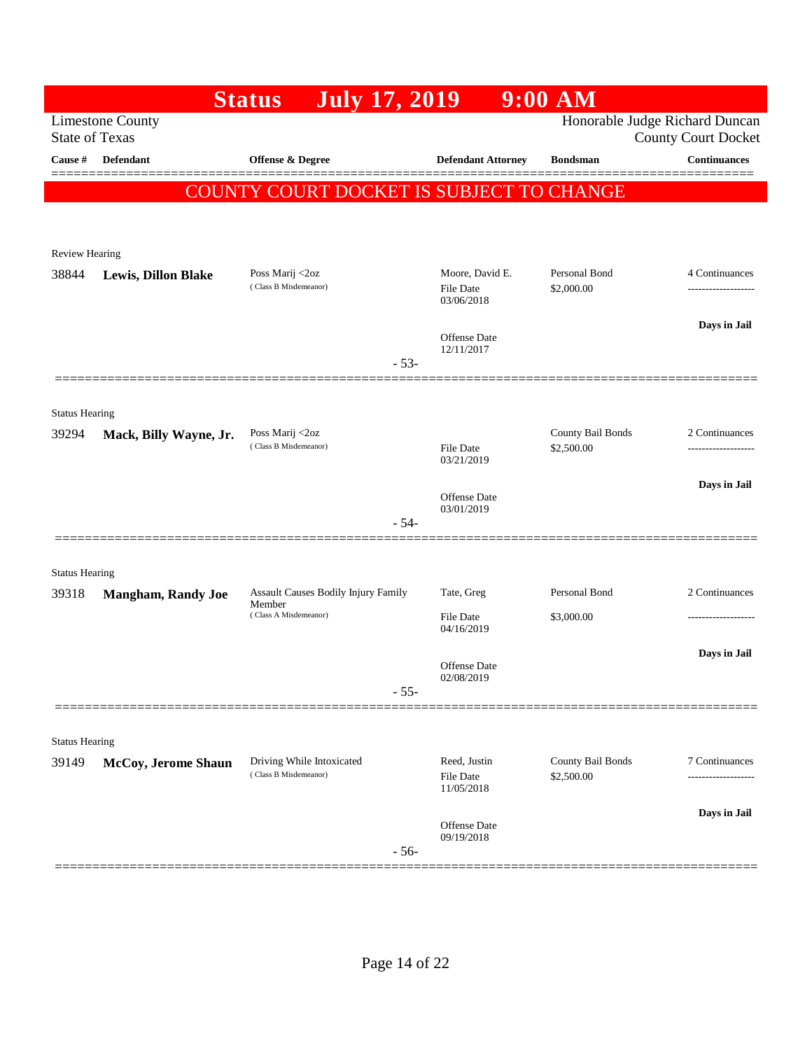# Status July 17, 2019 9:00 AM

Limestone County
State of Texas

Honorable Judge Richard Duncan
County Court Docket

| Cause # | Defendant | Offense & Degree | Defendant Attorney | Bondsman | Continuances |
|---|---|---|---|---|---|

**COUNTY COURT DOCKET IS SUBJECT TO CHANGE**

Review Hearing

| Cause # | Defendant | Offense & Degree | Defendant Attorney | Bondsman | Continuances |
|---|---|---|---|---|---|
| 38844 | **Lewis, Dillon Blake** | Poss Marij <2oz (Class B Misdemeanor) | Moore, David E. | Personal Bond | 4 Continuances |
| | | | File Date 03/06/2018 | $2,000.00 | ------------------- |
| | | | Offense Date 12/11/2017 | | **Days in Jail** |

- 53-

Status Hearing

| Cause # | Defendant | Offense & Degree | Defendant Attorney | Bondsman | Continuances |
|---|---|---|---|---|---|
| 39294 | **Mack, Billy Wayne, Jr.** | Poss Marij <2oz (Class B Misdemeanor) | | County Bail Bonds | 2 Continuances |
| | | | File Date 03/21/2019 | $2,500.00 | ------------------- |
| | | | Offense Date 03/01/2019 | | **Days in Jail** |

- 54-

Status Hearing

| Cause # | Defendant | Offense & Degree | Defendant Attorney | Bondsman | Continuances |
|---|---|---|---|---|---|
| 39318 | **Mangham, Randy Joe** | Assault Causes Bodily Injury Family Member (Class A Misdemeanor) | Tate, Greg | Personal Bond | 2 Continuances |
| | | | File Date 04/16/2019 | $3,000.00 | ------------------- |
| | | | Offense Date 02/08/2019 | | **Days in Jail** |

- 55-

Status Hearing

| Cause # | Defendant | Offense & Degree | Defendant Attorney | Bondsman | Continuances |
|---|---|---|---|---|---|
| 39149 | **McCoy, Jerome Shaun** | Driving While Intoxicated (Class B Misdemeanor) | Reed, Justin | County Bail Bonds | 7 Continuances |
| | | | File Date 11/05/2018 | $2,500.00 | ------------------- |
| | | | Offense Date 09/19/2018 | | **Days in Jail** |

- 56-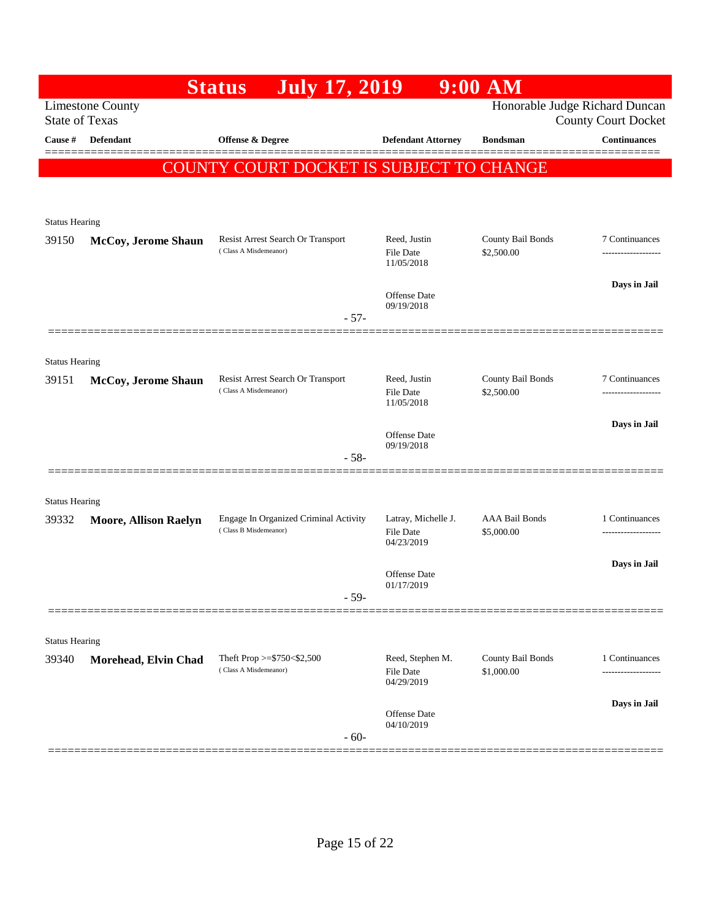# Status July 17, 2019 9:00 AM

Limestone County
State of Texas

Honorable Judge Richard Duncan
County Court Docket

**COUNTY COURT DOCKET IS SUBJECT TO CHANGE**

| Cause # | Defendant | Offense & Degree | Defendant Attorney | Bondsman | Continuances |
|---|---|---|---|---|---|
| Status Hearing | | | | | |
| 39150 | **McCoy, Jerome Shaun** | Resist Arrest Search Or Transport (Class A Misdemeanor) | Reed, Justin<br>File Date 11/05/2018<br>Offense Date 09/19/2018 | County Bail Bonds<br>$2,500.00 | 7 Continuances<br>**Days in Jail** |
| | | - 57- | | | |
| Status Hearing | | | | | |
| 39151 | **McCoy, Jerome Shaun** | Resist Arrest Search Or Transport (Class A Misdemeanor) | Reed, Justin<br>File Date 11/05/2018<br>Offense Date 09/19/2018 | County Bail Bonds<br>$2,500.00 | 7 Continuances<br>**Days in Jail** |
| | | - 58- | | | |
| Status Hearing | | | | | |
| 39332 | **Moore, Allison Raelyn** | Engage In Organized Criminal Activity (Class B Misdemeanor) | Latray, Michelle J.<br>File Date 04/23/2019<br>Offense Date 01/17/2019 | AAA Bail Bonds<br>$5,000.00 | 1 Continuances<br>**Days in Jail** |
| | | - 59- | | | |
| Status Hearing | | | | | |
| 39340 | **Morehead, Elvin Chad** | Theft Prop >=$750<$2,500 (Class A Misdemeanor) | Reed, Stephen M.<br>File Date 04/29/2019<br>Offense Date 04/10/2019 | County Bail Bonds<br>$1,000.00 | 1 Continuances<br>**Days in Jail** |
| | | - 60- | | | |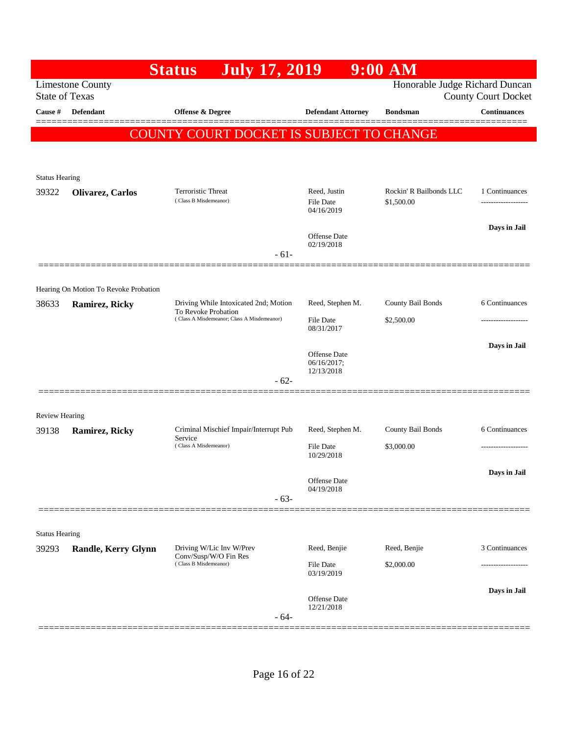# Status July 17, 2019 9:00 AM

Limestone County
State of Texas

Honorable Judge Richard Duncan
County Court Docket

| Cause # | Defendant | Offense & Degree | Defendant Attorney | Bondsman | Continuances |
|---|---|---|---|---|---|

**COUNTY COURT DOCKET IS SUBJECT TO CHANGE**

---

Status Hearing

| Cause # | Defendant | Offense & Degree | Defendant Attorney | Bondsman | Continuances |
|---|---|---|---|---|---|
| 39322 | **Olivarez, Carlos** | Terroristic Threat (Class B Misdemeanor) | Reed, Justin<br>File Date 04/16/2019<br>Offense Date 02/19/2018 | Rockin' R Bailbonds LLC<br>$1,500.00 | 1 Continuances<br>Days in Jail |

- 61-

---

Hearing On Motion To Revoke Probation

| Cause # | Defendant | Offense & Degree | Defendant Attorney | Bondsman | Continuances |
|---|---|---|---|---|---|
| 38633 | **Ramirez, Ricky** | Driving While Intoxicated 2nd; Motion To Revoke Probation (Class A Misdemeanor; Class A Misdemeanor) | Reed, Stephen M.<br>File Date 08/31/2017<br>Offense Date 06/16/2017; 12/13/2018 | County Bail Bonds<br>$2,500.00 | 6 Continuances<br>Days in Jail |

- 62-

---

Review Hearing

| Cause # | Defendant | Offense & Degree | Defendant Attorney | Bondsman | Continuances |
|---|---|---|---|---|---|
| 39138 | **Ramirez, Ricky** | Criminal Mischief Impair/Interrupt Pub Service (Class A Misdemeanor) | Reed, Stephen M.<br>File Date 10/29/2018<br>Offense Date 04/19/2018 | County Bail Bonds<br>$3,000.00 | 6 Continuances<br>Days in Jail |

- 63-

---

Status Hearing

| Cause # | Defendant | Offense & Degree | Defendant Attorney | Bondsman | Continuances |
|---|---|---|---|---|---|
| 39293 | **Randle, Kerry Glynn** | Driving W/Lic Inv W/Prev Conv/Susp/W/O Fin Res (Class B Misdemeanor) | Reed, Benjie<br>File Date 03/19/2019<br>Offense Date 12/21/2018 | Reed, Benjie<br>$2,000.00 | 3 Continuances<br>Days in Jail |

- 64-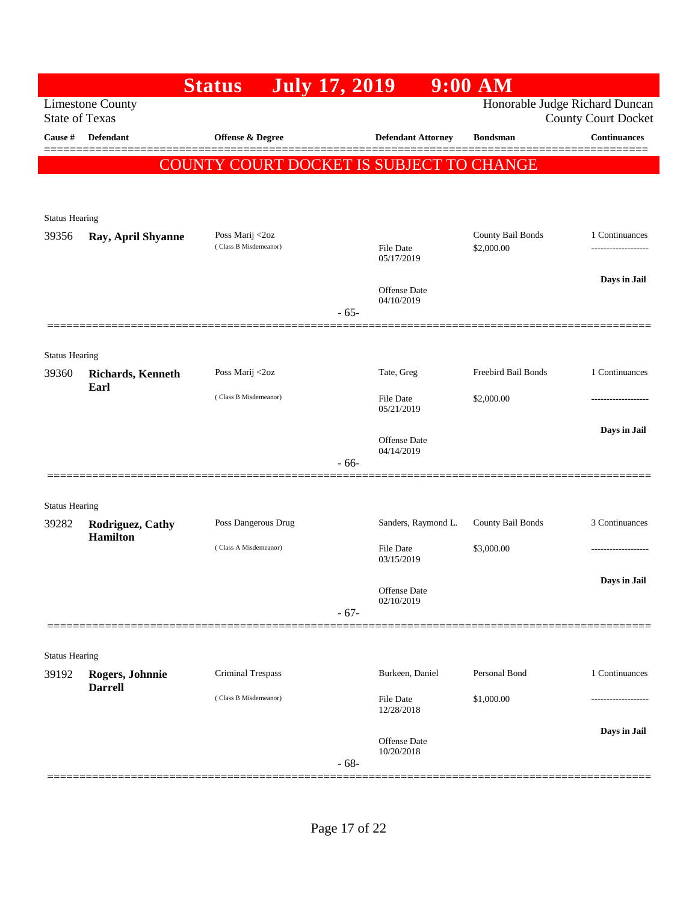# Status July 17, 2019 9:00 AM

Limestone County
State of Texas

Honorable Judge Richard Duncan
County Court Docket

| Cause # | Defendant | Offense & Degree | Defendant Attorney | Bondsman | Continuances |
|---|---|---|---|---|---|

COUNTY COURT DOCKET IS SUBJECT TO CHANGE

---

Status Hearing

| Cause # | Defendant | Offense & Degree | Defendant Attorney | Bondsman | Continuances |
|---|---|---|---|---|---|
| 39356 | **Ray, April Shyanne** | Poss Marij <2oz (Class B Misdemeanor) | File Date 05/17/2019; Offense Date 04/10/2019 | County Bail Bonds $2,000.00 | 1 Continuances; Days in Jail |

- 65-

---

Status Hearing

| Cause # | Defendant | Offense & Degree | Defendant Attorney | Bondsman | Continuances |
|---|---|---|---|---|---|
| 39360 | **Richards, Kenneth Earl** | Poss Marij <2oz (Class B Misdemeanor) | Tate, Greg; File Date 05/21/2019; Offense Date 04/14/2019 | Freebird Bail Bonds $2,000.00 | 1 Continuances; Days in Jail |

- 66-

---

Status Hearing

| Cause # | Defendant | Offense & Degree | Defendant Attorney | Bondsman | Continuances |
|---|---|---|---|---|---|
| 39282 | **Rodriguez, Cathy Hamilton** | Poss Dangerous Drug (Class A Misdemeanor) | Sanders, Raymond L.; File Date 03/15/2019; Offense Date 02/10/2019 | County Bail Bonds $3,000.00 | 3 Continuances; Days in Jail |

- 67-

---

Status Hearing

| Cause # | Defendant | Offense & Degree | Defendant Attorney | Bondsman | Continuances |
|---|---|---|---|---|---|
| 39192 | **Rogers, Johnnie Darrell** | Criminal Trespass (Class B Misdemeanor) | Burkeen, Daniel; File Date 12/28/2018; Offense Date 10/20/2018 | Personal Bond $1,000.00 | 1 Continuances; Days in Jail |

- 68-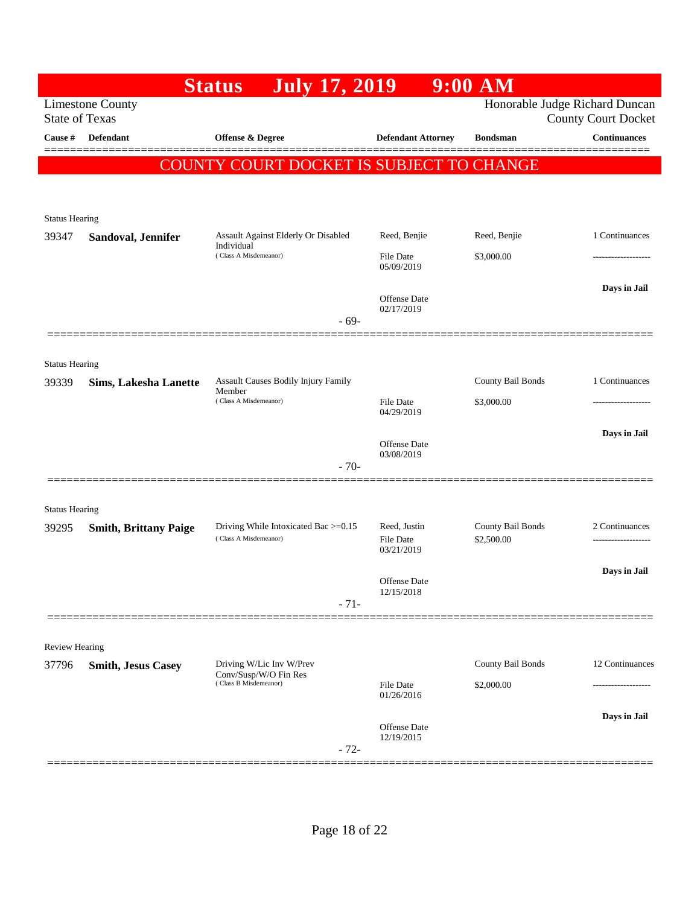# Status July 17, 2019 9:00 AM

Limestone County
State of Texas

Honorable Judge Richard Duncan
County Court Docket

| Cause # | Defendant | Offense & Degree | Defendant Attorney | Bondsman | Continuances |
|---|---|---|---|---|---|

**COUNTY COURT DOCKET IS SUBJECT TO CHANGE**

Status Hearing

| Cause # | Defendant | Offense & Degree | Defendant Attorney | Bondsman | Continuances |
|---|---|---|---|---|---|
| 39347 | **Sandoval, Jennifer** | Assault Against Elderly Or Disabled Individual (Class A Misdemeanor) | Reed, Benjie | Reed, Benjie | 1 Continuances |
| | | | File Date 05/09/2019 | $3,000.00 | ------------------- |
| | | | Offense Date 02/17/2019 | | **Days in Jail** |

- 69-

Status Hearing

| Cause # | Defendant | Offense & Degree | Defendant Attorney | Bondsman | Continuances |
|---|---|---|---|---|---|
| 39339 | **Sims, Lakesha Lanette** | Assault Causes Bodily Injury Family Member (Class A Misdemeanor) | | County Bail Bonds | 1 Continuances |
| | | | File Date 04/29/2019 | $3,000.00 | ------------------- |
| | | | Offense Date 03/08/2019 | | **Days in Jail** |

- 70-

Status Hearing

| Cause # | Defendant | Offense & Degree | Defendant Attorney | Bondsman | Continuances |
|---|---|---|---|---|---|
| 39295 | **Smith, Brittany Paige** | Driving While Intoxicated Bac >=0.15 (Class A Misdemeanor) | Reed, Justin | County Bail Bonds | 2 Continuances |
| | | | File Date 03/21/2019 | $2,500.00 | ------------------- |
| | | | Offense Date 12/15/2018 | | **Days in Jail** |

- 71-

Review Hearing

| Cause # | Defendant | Offense & Degree | Defendant Attorney | Bondsman | Continuances |
|---|---|---|---|---|---|
| 37796 | **Smith, Jesus Casey** | Driving W/Lic Inv W/Prev Conv/Susp/W/O Fin Res (Class B Misdemeanor) | | County Bail Bonds | 12 Continuances |
| | | | File Date 01/26/2016 | $2,000.00 | ------------------- |
| | | | Offense Date 12/19/2015 | | **Days in Jail** |

- 72-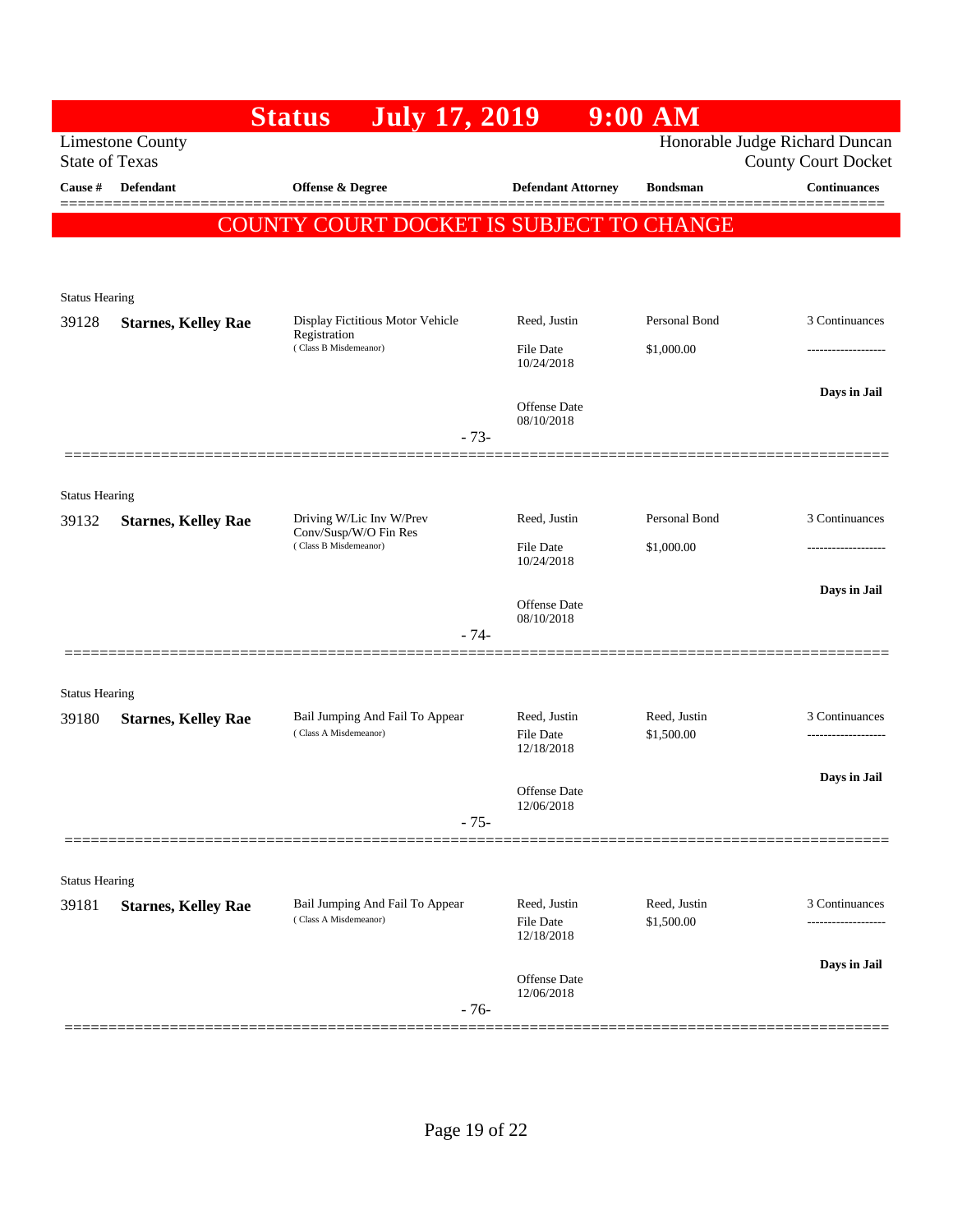# Status July 17, 2019 9:00 AM

Limestone County
State of Texas

Honorable Judge Richard Duncan
County Court Docket

| Cause # | Defendant | Offense & Degree | Defendant Attorney | Bondsman | Continuances |
|---|---|---|---|---|---|

**COUNTY COURT DOCKET IS SUBJECT TO CHANGE**

Status Hearing

| Cause # | Defendant | Offense & Degree | Defendant Attorney | Bondsman | Continuances |
|---|---|---|---|---|---|
| 39128 | **Starnes, Kelley Rae** | Display Fictitious Motor Vehicle Registration (Class B Misdemeanor) | Reed, Justin | Personal Bond | 3 Continuances |
| | | | File Date 10/24/2018 | $1,000.00 | ------------------- |
| | | | Offense Date 08/10/2018 | | **Days in Jail** |

- 73-

Status Hearing

| Cause # | Defendant | Offense & Degree | Defendant Attorney | Bondsman | Continuances |
|---|---|---|---|---|---|
| 39132 | **Starnes, Kelley Rae** | Driving W/Lic Inv W/Prev Conv/Susp/W/O Fin Res (Class B Misdemeanor) | Reed, Justin | Personal Bond | 3 Continuances |
| | | | File Date 10/24/2018 | $1,000.00 | ------------------- |
| | | | Offense Date 08/10/2018 | | **Days in Jail** |

- 74-

Status Hearing

| Cause # | Defendant | Offense & Degree | Defendant Attorney | Bondsman | Continuances |
|---|---|---|---|---|---|
| 39180 | **Starnes, Kelley Rae** | Bail Jumping And Fail To Appear (Class A Misdemeanor) | Reed, Justin | Reed, Justin | 3 Continuances |
| | | | File Date 12/18/2018 | $1,500.00 | ------------------- |
| | | | Offense Date 12/06/2018 | | **Days in Jail** |

- 75-

Status Hearing

| Cause # | Defendant | Offense & Degree | Defendant Attorney | Bondsman | Continuances |
|---|---|---|---|---|---|
| 39181 | **Starnes, Kelley Rae** | Bail Jumping And Fail To Appear (Class A Misdemeanor) | Reed, Justin | Reed, Justin | 3 Continuances |
| | | | File Date 12/18/2018 | $1,500.00 | ------------------- |
| | | | Offense Date 12/06/2018 | | **Days in Jail** |

- 76-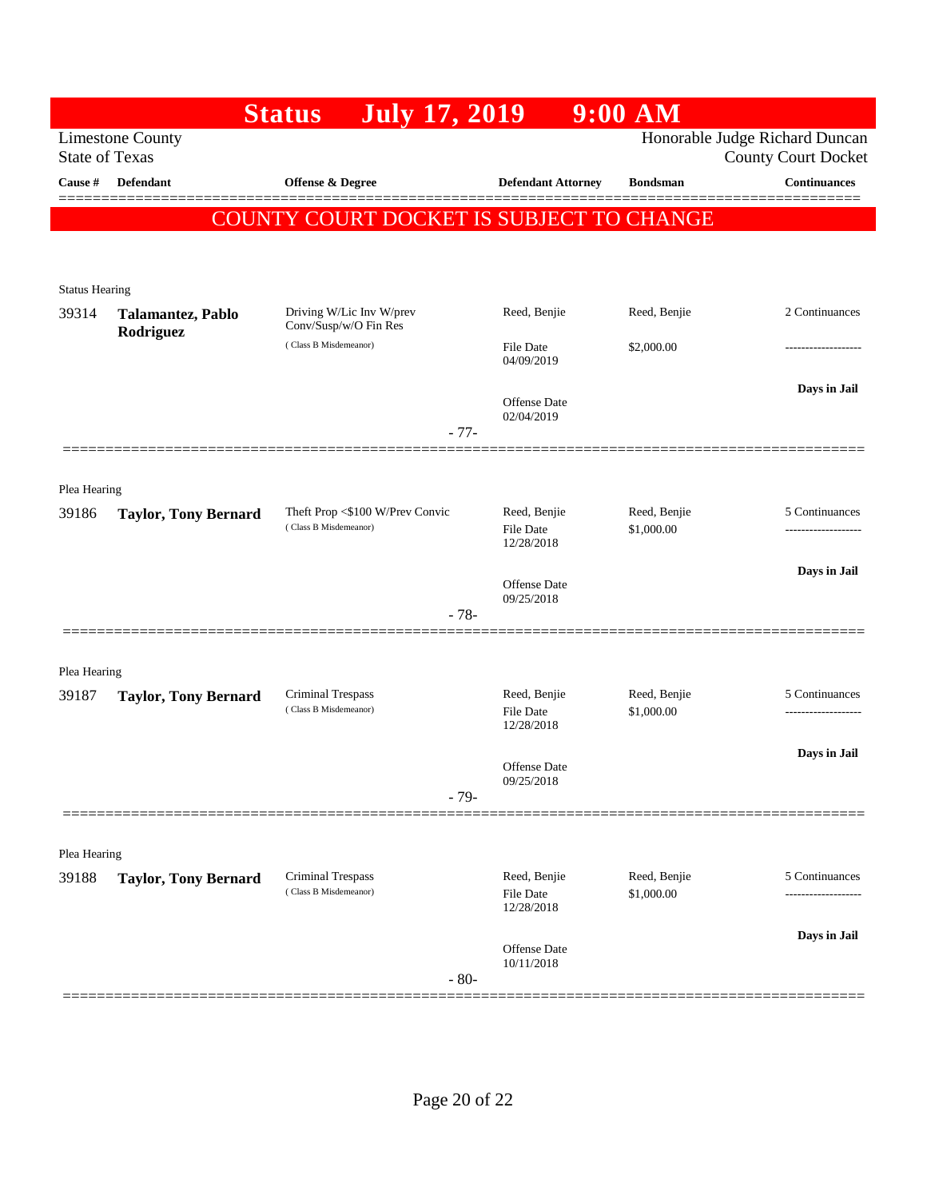# Status July 17, 2019 9:00 AM

Limestone County
State of Texas

Honorable Judge Richard Duncan
County Court Docket

| Cause # | Defendant | Offense & Degree | Defendant Attorney | Bondsman | Continuances |
|---|---|---|---|---|---|

## COUNTY COURT DOCKET IS SUBJECT TO CHANGE

Status Hearing

| Cause # | Defendant | Offense & Degree | Defendant Attorney | Bondsman | Continuances |
|---|---|---|---|---|---|
| 39314 | **Talamantez, Pablo Rodriguez** | Driving W/Lic Inv W/prev Conv/Susp/w/O Fin Res (Class B Misdemeanor) | Reed, Benjie | Reed, Benjie | 2 Continuances |
| | | | File Date 04/09/2019 | $2,000.00 | ------------------- |
| | | | Offense Date 02/04/2019 | | **Days in Jail** |

- 77-

Plea Hearing

| Cause # | Defendant | Offense & Degree | Defendant Attorney | Bondsman | Continuances |
|---|---|---|---|---|---|
| 39186 | **Taylor, Tony Bernard** | Theft Prop <$100 W/Prev Convic (Class B Misdemeanor) | Reed, Benjie | Reed, Benjie | 5 Continuances |
| | | | File Date 12/28/2018 | $1,000.00 | ------------------- |
| | | | Offense Date 09/25/2018 | | **Days in Jail** |

- 78-

Plea Hearing

| Cause # | Defendant | Offense & Degree | Defendant Attorney | Bondsman | Continuances |
|---|---|---|---|---|---|
| 39187 | **Taylor, Tony Bernard** | Criminal Trespass (Class B Misdemeanor) | Reed, Benjie | Reed, Benjie | 5 Continuances |
| | | | File Date 12/28/2018 | $1,000.00 | ------------------- |
| | | | Offense Date 09/25/2018 | | **Days in Jail** |

- 79-

Plea Hearing

| Cause # | Defendant | Offense & Degree | Defendant Attorney | Bondsman | Continuances |
|---|---|---|---|---|---|
| 39188 | **Taylor, Tony Bernard** | Criminal Trespass (Class B Misdemeanor) | Reed, Benjie | Reed, Benjie | 5 Continuances |
| | | | File Date 12/28/2018 | $1,000.00 | ------------------- |
| | | | Offense Date 10/11/2018 | | **Days in Jail** |

- 80-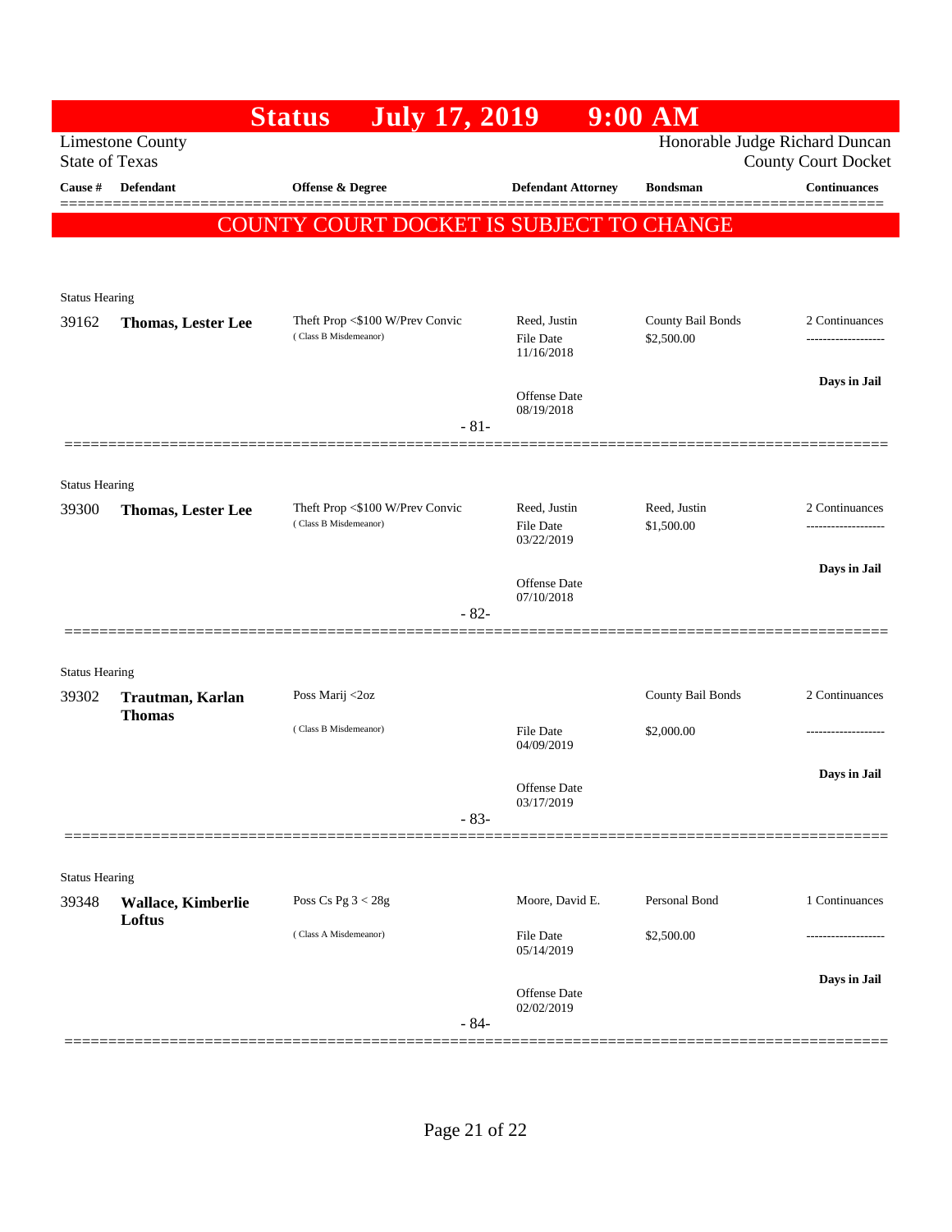# Status July 17, 2019 9:00 AM

Limestone County
State of Texas

Honorable Judge Richard Duncan
County Court Docket

| Cause # | Defendant | Offense & Degree | Defendant Attorney | Bondsman | Continuances |
|---|---|---|---|---|---|

**COUNTY COURT DOCKET IS SUBJECT TO CHANGE**

Status Hearing

| Cause # | Defendant | Offense & Degree | Defendant Attorney | Bondsman | Continuances |
|---|---|---|---|---|---|
| 39162 | **Thomas, Lester Lee** | Theft Prop <$100 W/Prev Convic (Class B Misdemeanor) | Reed, Justin<br>File Date 11/16/2018<br>Offense Date 08/19/2018 | County Bail Bonds<br>$2,500.00 | 2 Continuances<br>-------------------<br>**Days in Jail** |

- 81-

Status Hearing

| Cause # | Defendant | Offense & Degree | Defendant Attorney | Bondsman | Continuances |
|---|---|---|---|---|---|
| 39300 | **Thomas, Lester Lee** | Theft Prop <$100 W/Prev Convic (Class B Misdemeanor) | Reed, Justin<br>File Date 03/22/2019<br>Offense Date 07/10/2018 | Reed, Justin<br>$1,500.00 | 2 Continuances<br>-------------------<br>**Days in Jail** |

- 82-

Status Hearing

| Cause # | Defendant | Offense & Degree | Defendant Attorney | Bondsman | Continuances |
|---|---|---|---|---|---|
| 39302 | **Trautman, Karlan Thomas** | Poss Marij <2oz (Class B Misdemeanor) | File Date 04/09/2019<br>Offense Date 03/17/2019 | County Bail Bonds<br>$2,000.00 | 2 Continuances<br>-------------------<br>**Days in Jail** |

- 83-

Status Hearing

| Cause # | Defendant | Offense & Degree | Defendant Attorney | Bondsman | Continuances |
|---|---|---|---|---|---|
| 39348 | **Wallace, Kimberlie Loftus** | Poss Cs Pg 3 < 28g (Class A Misdemeanor) | Moore, David E.<br>File Date 05/14/2019<br>Offense Date 02/02/2019 | Personal Bond<br>$2,500.00 | 1 Continuances<br>-------------------<br>**Days in Jail** |

- 84-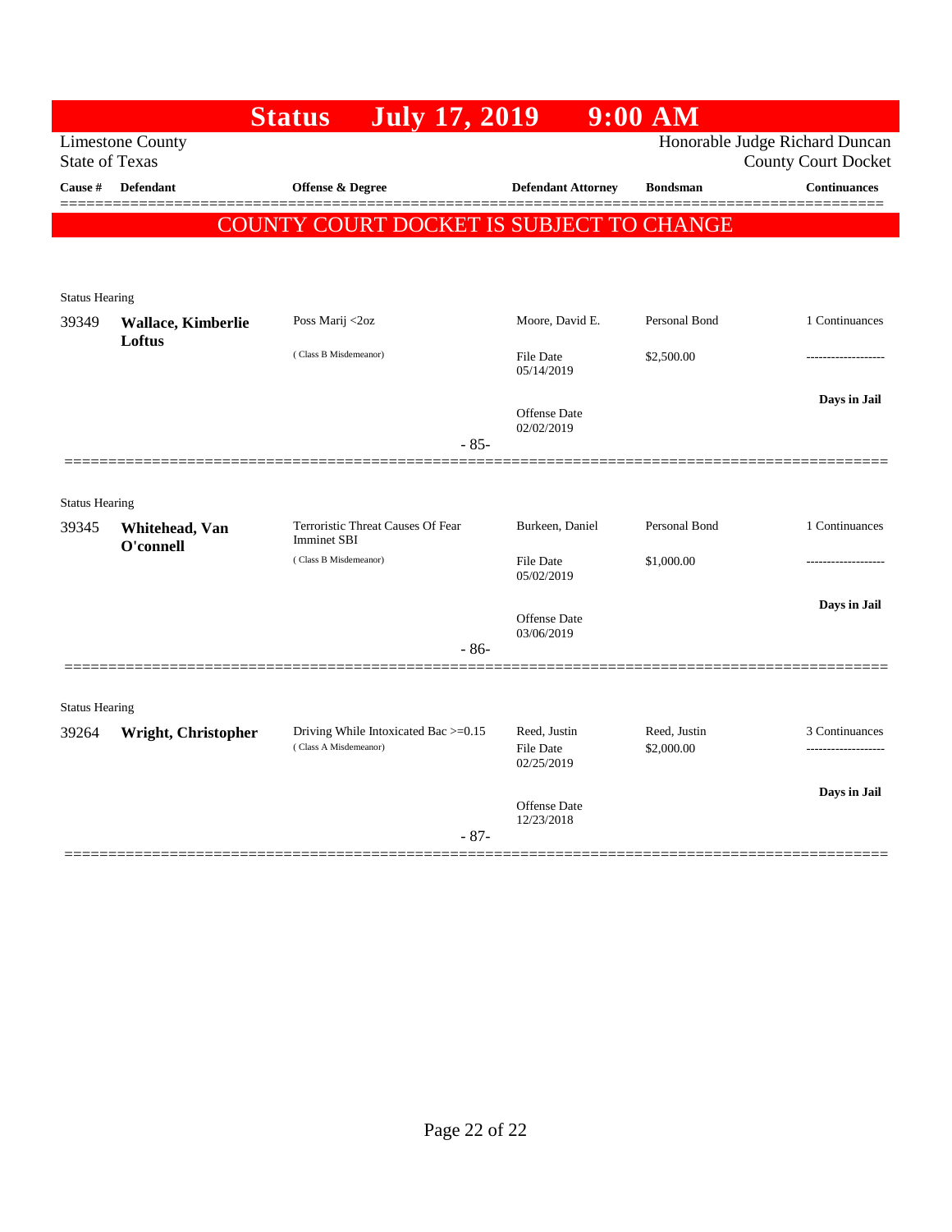# Status July 17, 2019 9:00 AM

Limestone County
State of Texas

Honorable Judge Richard Duncan
County Court Docket

| Cause # | Defendant | Offense & Degree | Defendant Attorney | Bondsman | Continuances |
|---|---|---|---|---|---|

**COUNTY COUNTY DOCKET IS SUBJECT TO CHANGE**

Status Hearing

| Cause # | Defendant | Offense & Degree | Defendant Attorney | Bondsman | Continuances |
|---|---|---|---|---|---|
| 39349 | **Wallace, Kimberlie Loftus** | Poss Marij <2oz | Moore, David E. | Personal Bond | 1 Continuances |
| | | ( Class B Misdemeanor) | File Date 05/14/2019 | $2,500.00 | ------------------- |
| | | | Offense Date 02/02/2019 | | **Days in Jail** |

- 85-

Status Hearing

| Cause # | Defendant | Offense & Degree | Defendant Attorney | Bondsman | Continuances |
|---|---|---|---|---|---|
| 39345 | **Whitehead, Van O'connell** | Terroristic Threat Causes Of Fear Imminet SBI | Burkeen, Daniel | Personal Bond | 1 Continuances |
| | | ( Class B Misdemeanor) | File Date 05/02/2019 | $1,000.00 | ------------------- |
| | | | Offense Date 03/06/2019 | | **Days in Jail** |

- 86-

Status Hearing

| Cause # | Defendant | Offense & Degree | Defendant Attorney | Bondsman | Continuances |
|---|---|---|---|---|---|
| 39264 | **Wright, Christopher** | Driving While Intoxicated Bac >=0.15 | Reed, Justin | Reed, Justin | 3 Continuances |
| | | ( Class A Misdemeanor) | File Date 02/25/2019 | $2,000.00 | ------------------- |
| | | | Offense Date 12/23/2018 | | **Days in Jail** |

- 87-